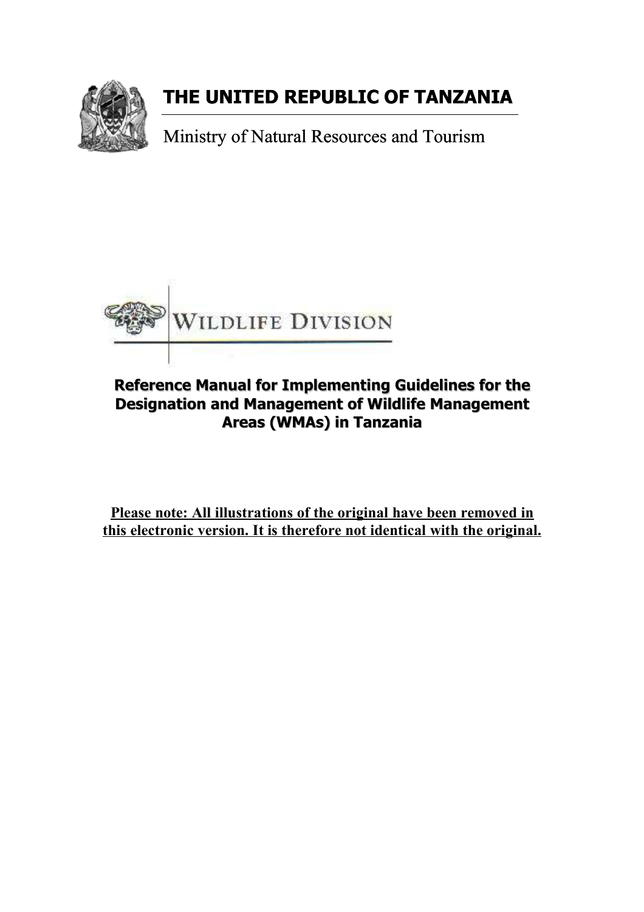# THE UNITED REPUBLIC OF TANZANIA

Ministry of Natural Resources and Tourism

WILDLIFE DIVISION

## Reference Manual for Implementing Guidelines for the Designation and Management of Wildlife Management Areas (WMAs) in Tanzania

**Please note: All illustrations of the original have been removed in this electronic version. It is therefore not identical with the original.**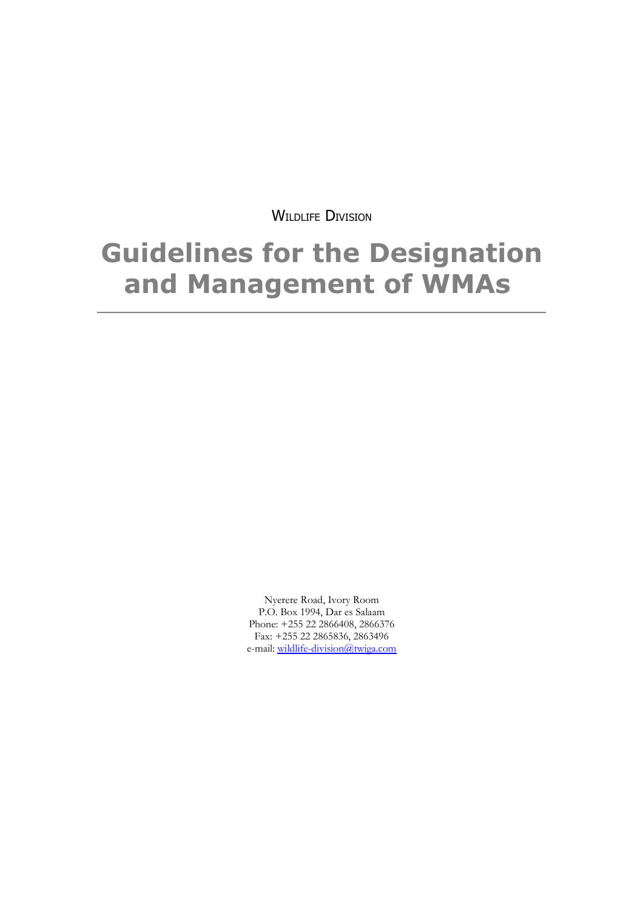WILDLIFE DIVISION

# Guidelines for the Designation and Management of WMAs

---

Nyerere Road, Ivory Room
P.O. Box 1994, Dar es Salaam
Phone: +255 22 2866408, 2866376
Fax: +255 22 2865836, 2863496
e-mail: wildlife-division@twiga.com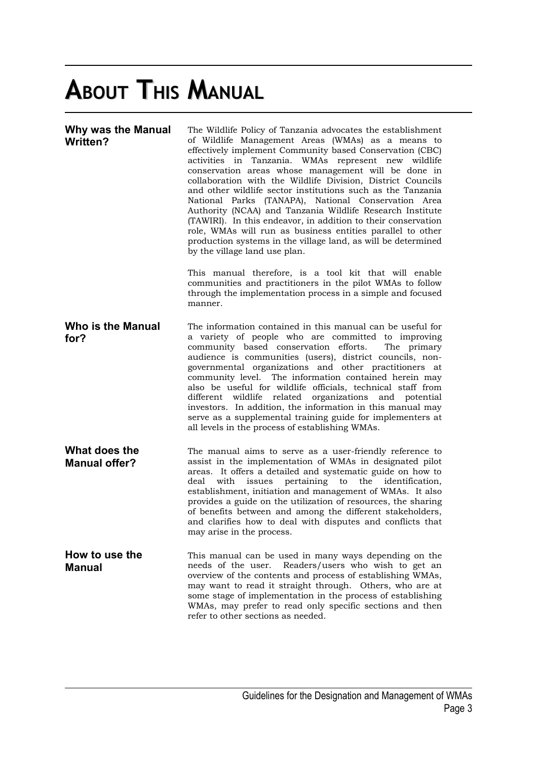# ABOUT THIS MANUAL

## Why was the Manual Written?

The Wildlife Policy of Tanzania advocates the establishment of Wildlife Management Areas (WMAs) as a means to effectively implement Community based Conservation (CBC) activities in Tanzania. WMAs represent new wildlife conservation areas whose management will be done in collaboration with the Wildlife Division, District Councils and other wildlife sector institutions such as the Tanzania National Parks (TANAPA), National Conservation Area Authority (NCAA) and Tanzania Wildlife Research Institute (TAWIRI). In this endeavor, in addition to their conservation role, WMAs will run as business entities parallel to other production systems in the village land, as will be determined by the village land use plan.

This manual therefore, is a tool kit that will enable communities and practitioners in the pilot WMAs to follow through the implementation process in a simple and focused manner.

## Who is the Manual for?

The information contained in this manual can be useful for a variety of people who are committed to improving community based conservation efforts. The primary audience is communities (users), district councils, non-governmental organizations and other practitioners at community level. The information contained herein may also be useful for wildlife officials, technical staff from different wildlife related organizations and potential investors. In addition, the information in this manual may serve as a supplemental training guide for implementers at all levels in the process of establishing WMAs.

## What does the Manual offer?

The manual aims to serve as a user-friendly reference to assist in the implementation of WMAs in designated pilot areas. It offers a detailed and systematic guide on how to deal with issues pertaining to the identification, establishment, initiation and management of WMAs. It also provides a guide on the utilization of resources, the sharing of benefits between and among the different stakeholders, and clarifies how to deal with disputes and conflicts that may arise in the process.

## How to use the Manual

This manual can be used in many ways depending on the needs of the user. Readers/users who wish to get an overview of the contents and process of establishing WMAs, may want to read it straight through. Others, who are at some stage of implementation in the process of establishing WMAs, may prefer to read only specific sections and then refer to other sections as needed.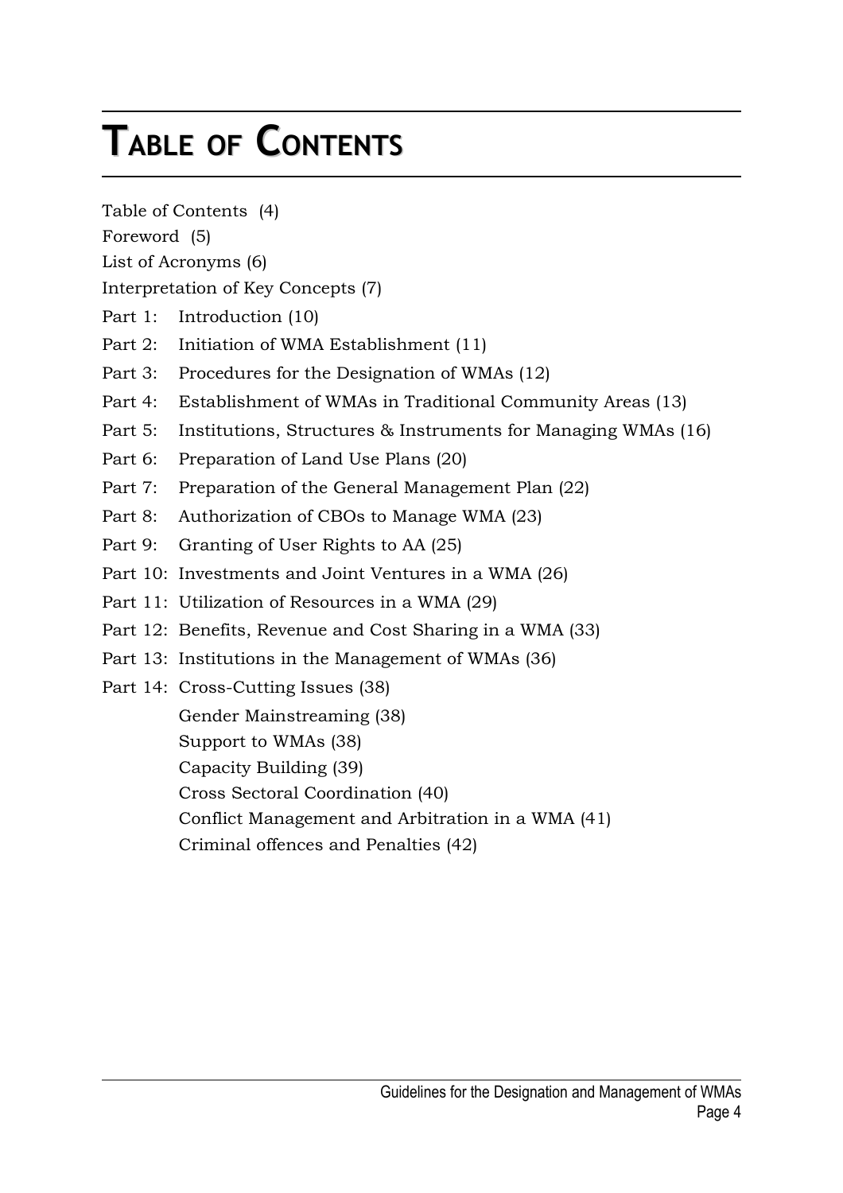# TABLE OF CONTENTS

Table of Contents (4)

Foreword (5)

List of Acronyms (6)

Interpretation of Key Concepts (7)

Part 1: Introduction (10)

Part 2: Initiation of WMA Establishment (11)

Part 3: Procedures for the Designation of WMAs (12)

Part 4: Establishment of WMAs in Traditional Community Areas (13)

Part 5: Institutions, Structures & Instruments for Managing WMAs (16)

Part 6: Preparation of Land Use Plans (20)

Part 7: Preparation of the General Management Plan (22)

Part 8: Authorization of CBOs to Manage WMA (23)

Part 9: Granting of User Rights to AA (25)

Part 10: Investments and Joint Ventures in a WMA (26)

Part 11: Utilization of Resources in a WMA (29)

Part 12: Benefits, Revenue and Cost Sharing in a WMA (33)

Part 13: Institutions in the Management of WMAs (36)

Part 14: Cross-Cutting Issues (38)

- Gender Mainstreaming (38)
- Support to WMAs (38)
- Capacity Building (39)
- Cross Sectoral Coordination (40)
- Conflict Management and Arbitration in a WMA (41)
- Criminal offences and Penalties (42)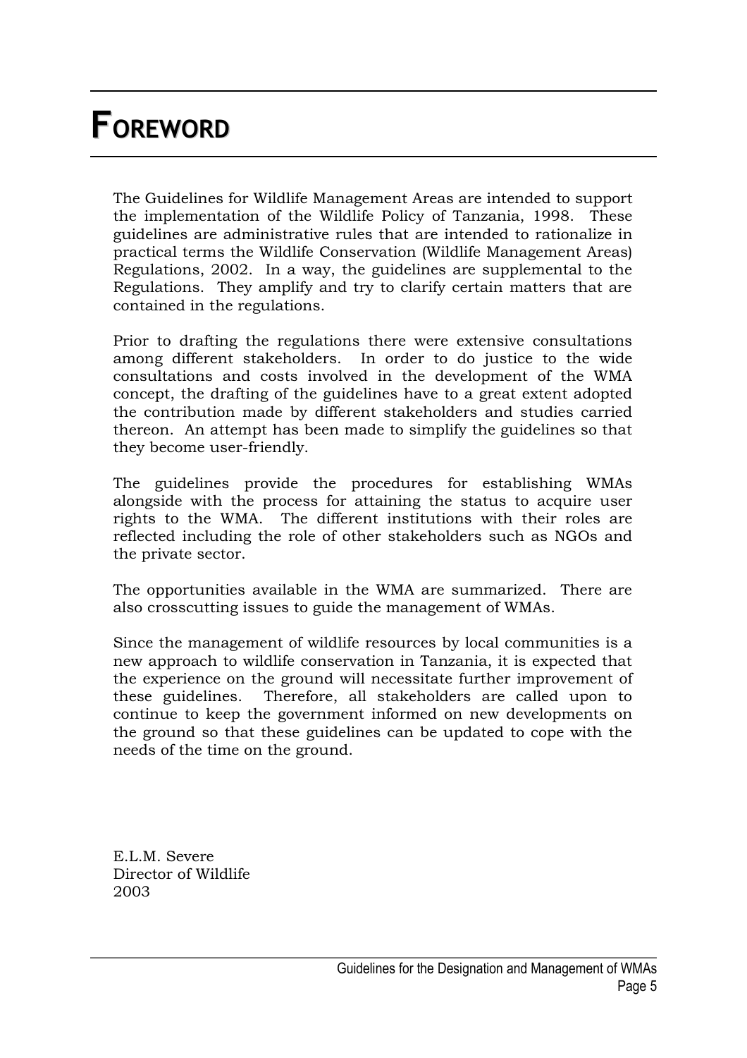# FOREWORD

The Guidelines for Wildlife Management Areas are intended to support the implementation of the Wildlife Policy of Tanzania, 1998. These guidelines are administrative rules that are intended to rationalize in practical terms the Wildlife Conservation (Wildlife Management Areas) Regulations, 2002. In a way, the guidelines are supplemental to the Regulations. They amplify and try to clarify certain matters that are contained in the regulations.

Prior to drafting the regulations there were extensive consultations among different stakeholders. In order to do justice to the wide consultations and costs involved in the development of the WMA concept, the drafting of the guidelines have to a great extent adopted the contribution made by different stakeholders and studies carried thereon. An attempt has been made to simplify the guidelines so that they become user-friendly.

The guidelines provide the procedures for establishing WMAs alongside with the process for attaining the status to acquire user rights to the WMA. The different institutions with their roles are reflected including the role of other stakeholders such as NGOs and the private sector.

The opportunities available in the WMA are summarized. There are also crosscutting issues to guide the management of WMAs.

Since the management of wildlife resources by local communities is a new approach to wildlife conservation in Tanzania, it is expected that the experience on the ground will necessitate further improvement of these guidelines. Therefore, all stakeholders are called upon to continue to keep the government informed on new developments on the ground so that these guidelines can be updated to cope with the needs of the time on the ground.

E.L.M. Severe
Director of Wildlife
2003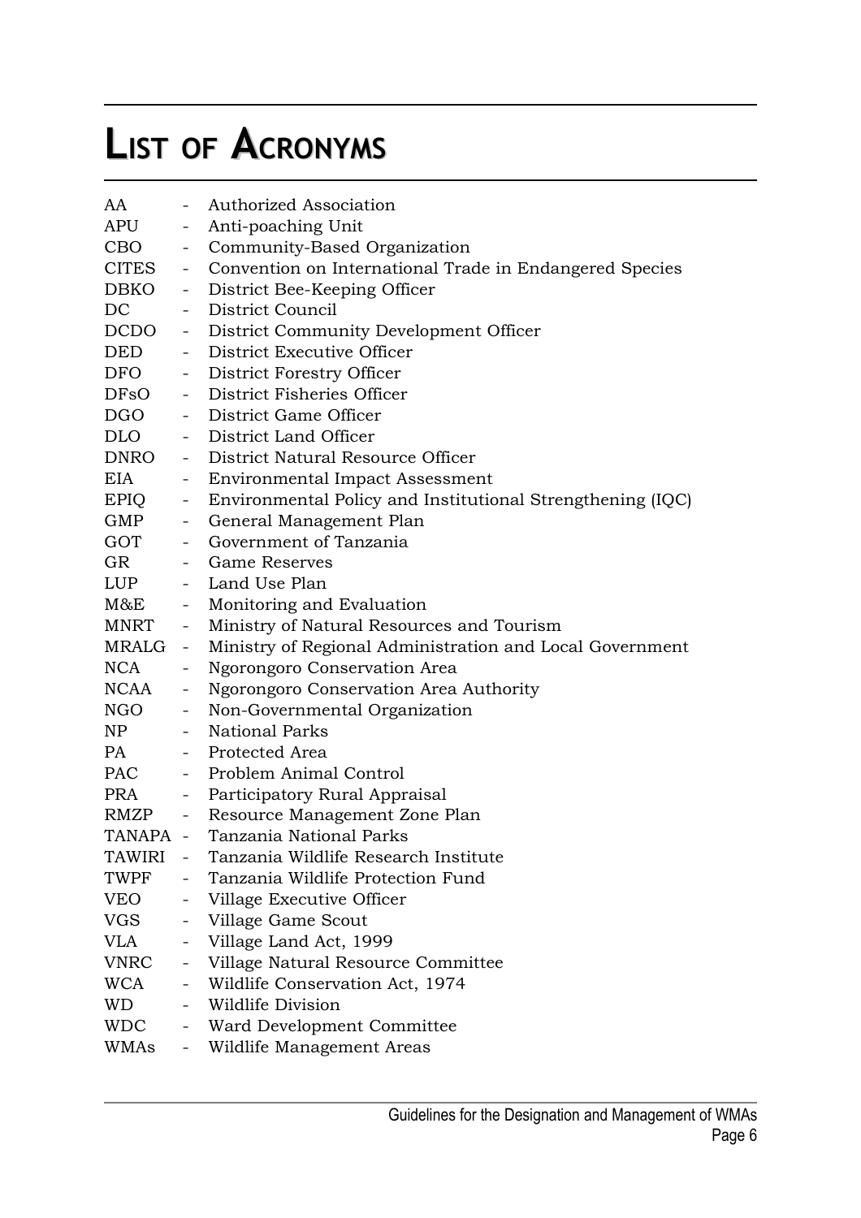# List of Acronyms

| | | |
|---|---|---|
| AA | - | Authorized Association |
| APU | - | Anti-poaching Unit |
| CBO | - | Community-Based Organization |
| CITES | - | Convention on International Trade in Endangered Species |
| DBKO | - | District Bee-Keeping Officer |
| DC | - | District Council |
| DCDO | - | District Community Development Officer |
| DED | - | District Executive Officer |
| DFO | - | District Forestry Officer |
| DFsO | - | District Fisheries Officer |
| DGO | - | District Game Officer |
| DLO | - | District Land Officer |
| DNRO | - | District Natural Resource Officer |
| EIA | - | Environmental Impact Assessment |
| EPIQ | - | Environmental Policy and Institutional Strengthening (IQC) |
| GMP | - | General Management Plan |
| GOT | - | Government of Tanzania |
| GR | - | Game Reserves |
| LUP | - | Land Use Plan |
| M&E | - | Monitoring and Evaluation |
| MNRT | - | Ministry of Natural Resources and Tourism |
| MRALG | - | Ministry of Regional Administration and Local Government |
| NCA | - | Ngorongoro Conservation Area |
| NCAA | - | Ngorongoro Conservation Area Authority |
| NGO | - | Non-Governmental Organization |
| NP | - | National Parks |
| PA | - | Protected Area |
| PAC | - | Problem Animal Control |
| PRA | - | Participatory Rural Appraisal |
| RMZP | - | Resource Management Zone Plan |
| TANAPA | - | Tanzania National Parks |
| TAWIRI | - | Tanzania Wildlife Research Institute |
| TWPF | - | Tanzania Wildlife Protection Fund |
| VEO | - | Village Executive Officer |
| VGS | - | Village Game Scout |
| VLA | - | Village Land Act, 1999 |
| VNRC | - | Village Natural Resource Committee |
| WCA | - | Wildlife Conservation Act, 1974 |
| WD | - | Wildlife Division |
| WDC | - | Ward Development Committee |
| WMAs | - | Wildlife Management Areas |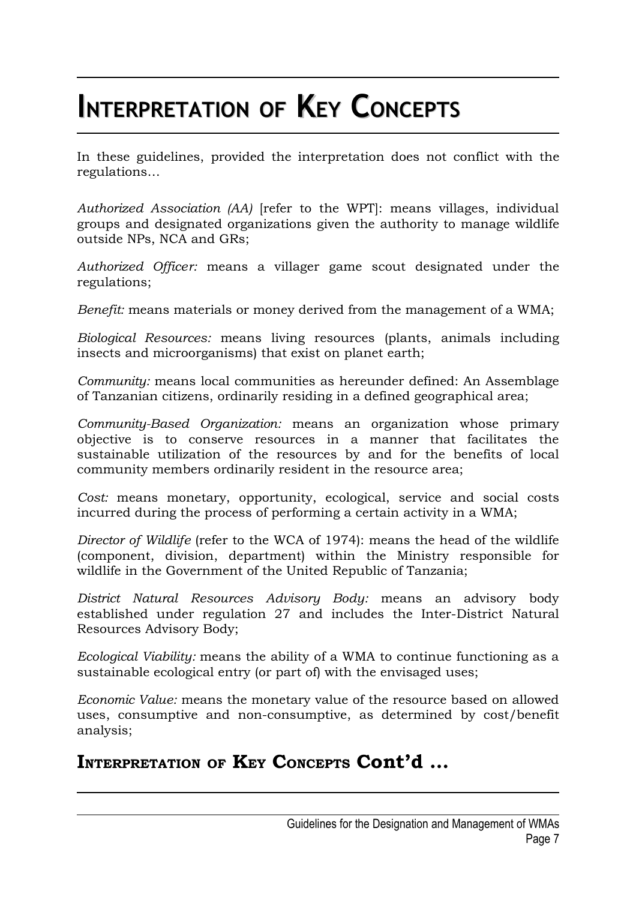# INTERPRETATION OF KEY CONCEPTS

In these guidelines, provided the interpretation does not conflict with the regulations…

*Authorized Association (AA)* [refer to the WPT]: means villages, individual groups and designated organizations given the authority to manage wildlife outside NPs, NCA and GRs;

*Authorized Officer:* means a villager game scout designated under the regulations;

*Benefit:* means materials or money derived from the management of a WMA;

*Biological Resources:* means living resources (plants, animals including insects and microorganisms) that exist on planet earth;

*Community:* means local communities as hereunder defined: An Assemblage of Tanzanian citizens, ordinarily residing in a defined geographical area;

*Community-Based Organization:* means an organization whose primary objective is to conserve resources in a manner that facilitates the sustainable utilization of the resources by and for the benefits of local community members ordinarily resident in the resource area;

*Cost:* means monetary, opportunity, ecological, service and social costs incurred during the process of performing a certain activity in a WMA;

*Director of Wildlife* (refer to the WCA of 1974): means the head of the wildlife (component, division, department) within the Ministry responsible for wildlife in the Government of the United Republic of Tanzania;

*District Natural Resources Advisory Body:* means an advisory body established under regulation 27 and includes the Inter-District Natural Resources Advisory Body;

*Ecological Viability:* means the ability of a WMA to continue functioning as a sustainable ecological entry (or part of) with the envisaged uses;

*Economic Value:* means the monetary value of the resource based on allowed uses, consumptive and non-consumptive, as determined by cost/benefit analysis;

## INTERPRETATION OF KEY CONCEPTS Cont'd …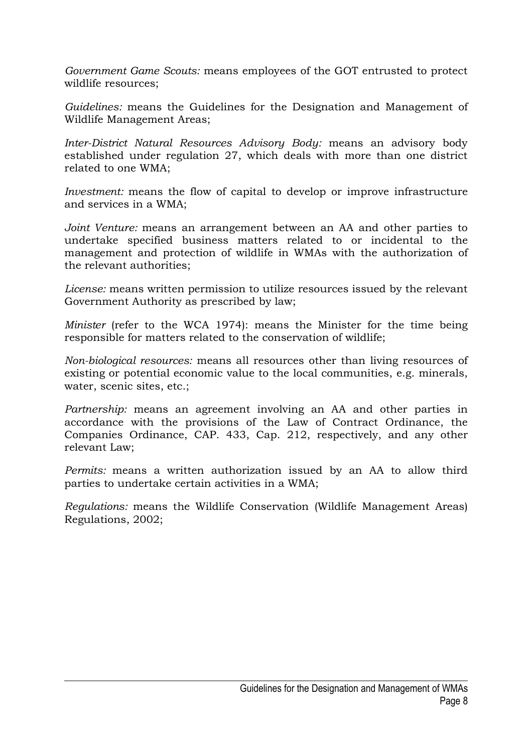*Government Game Scouts:* means employees of the GOT entrusted to protect wildlife resources;

*Guidelines:* means the Guidelines for the Designation and Management of Wildlife Management Areas;

*Inter-District Natural Resources Advisory Body:* means an advisory body established under regulation 27, which deals with more than one district related to one WMA;

*Investment:* means the flow of capital to develop or improve infrastructure and services in a WMA;

*Joint Venture:* means an arrangement between an AA and other parties to undertake specified business matters related to or incidental to the management and protection of wildlife in WMAs with the authorization of the relevant authorities;

*License:* means written permission to utilize resources issued by the relevant Government Authority as prescribed by law;

*Minister* (refer to the WCA 1974): means the Minister for the time being responsible for matters related to the conservation of wildlife;

*Non-biological resources:* means all resources other than living resources of existing or potential economic value to the local communities, e.g. minerals, water, scenic sites, etc.;

*Partnership:* means an agreement involving an AA and other parties in accordance with the provisions of the Law of Contract Ordinance, the Companies Ordinance, CAP. 433, Cap. 212, respectively, and any other relevant Law;

*Permits:* means a written authorization issued by an AA to allow third parties to undertake certain activities in a WMA;

*Regulations:* means the Wildlife Conservation (Wildlife Management Areas) Regulations, 2002;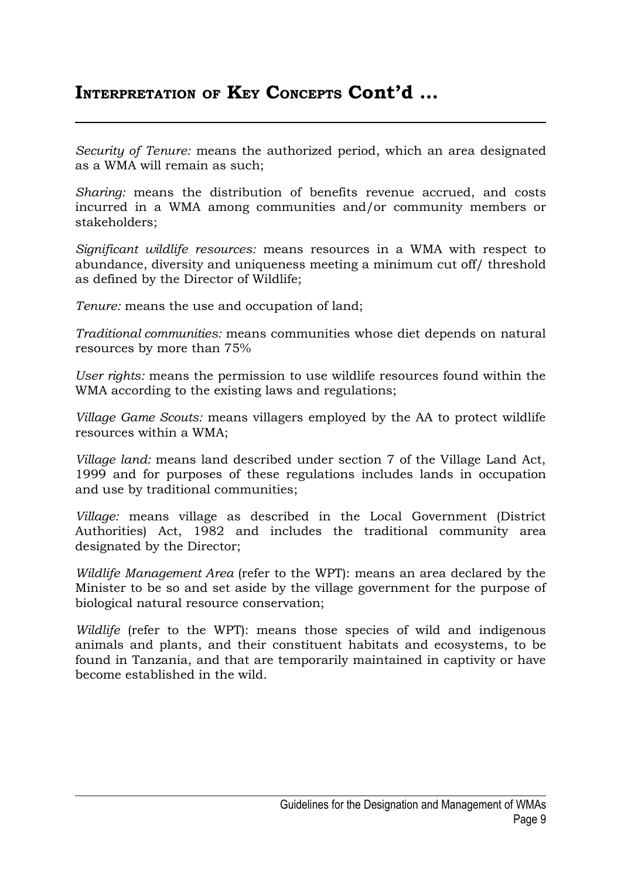## INTERPRETATION OF KEY CONCEPTS Cont'd …

*Security of Tenure:* means the authorized period, which an area designated as a WMA will remain as such;

*Sharing:* means the distribution of benefits revenue accrued, and costs incurred in a WMA among communities and/or community members or stakeholders;

*Significant wildlife resources:* means resources in a WMA with respect to abundance, diversity and uniqueness meeting a minimum cut off/ threshold as defined by the Director of Wildlife;

*Tenure:* means the use and occupation of land;

*Traditional communities:* means communities whose diet depends on natural resources by more than 75%

*User rights:* means the permission to use wildlife resources found within the WMA according to the existing laws and regulations;

*Village Game Scouts:* means villagers employed by the AA to protect wildlife resources within a WMA;

*Village land:* means land described under section 7 of the Village Land Act, 1999 and for purposes of these regulations includes lands in occupation and use by traditional communities;

*Village:* means village as described in the Local Government (District Authorities) Act, 1982 and includes the traditional community area designated by the Director;

*Wildlife Management Area* (refer to the WPT): means an area declared by the Minister to be so and set aside by the village government for the purpose of biological natural resource conservation;

*Wildlife* (refer to the WPT): means those species of wild and indigenous animals and plants, and their constituent habitats and ecosystems, to be found in Tanzania, and that are temporarily maintained in captivity or have become established in the wild.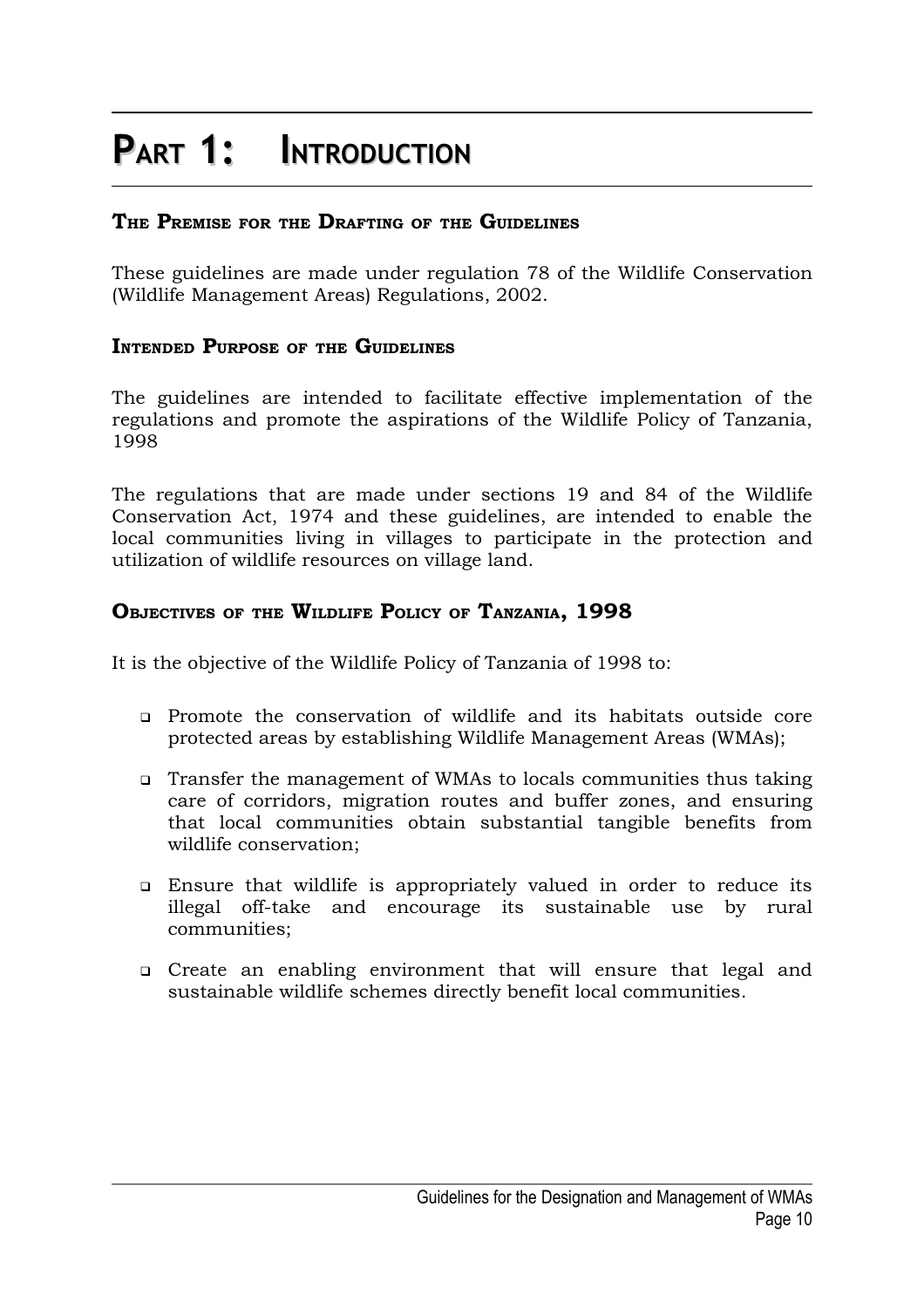# Part 1: Introduction

### The Premise for the Drafting of the Guidelines

These guidelines are made under regulation 78 of the Wildlife Conservation (Wildlife Management Areas) Regulations, 2002.

### Intended Purpose of the Guidelines

The guidelines are intended to facilitate effective implementation of the regulations and promote the aspirations of the Wildlife Policy of Tanzania, 1998

The regulations that are made under sections 19 and 84 of the Wildlife Conservation Act, 1974 and these guidelines, are intended to enable the local communities living in villages to participate in the protection and utilization of wildlife resources on village land.

### Objectives of the Wildlife Policy of Tanzania, 1998

It is the objective of the Wildlife Policy of Tanzania of 1998 to:

- Promote the conservation of wildlife and its habitats outside core protected areas by establishing Wildlife Management Areas (WMAs);
- Transfer the management of WMAs to locals communities thus taking care of corridors, migration routes and buffer zones, and ensuring that local communities obtain substantial tangible benefits from wildlife conservation;
- Ensure that wildlife is appropriately valued in order to reduce its illegal off-take and encourage its sustainable use by rural communities;
- Create an enabling environment that will ensure that legal and sustainable wildlife schemes directly benefit local communities.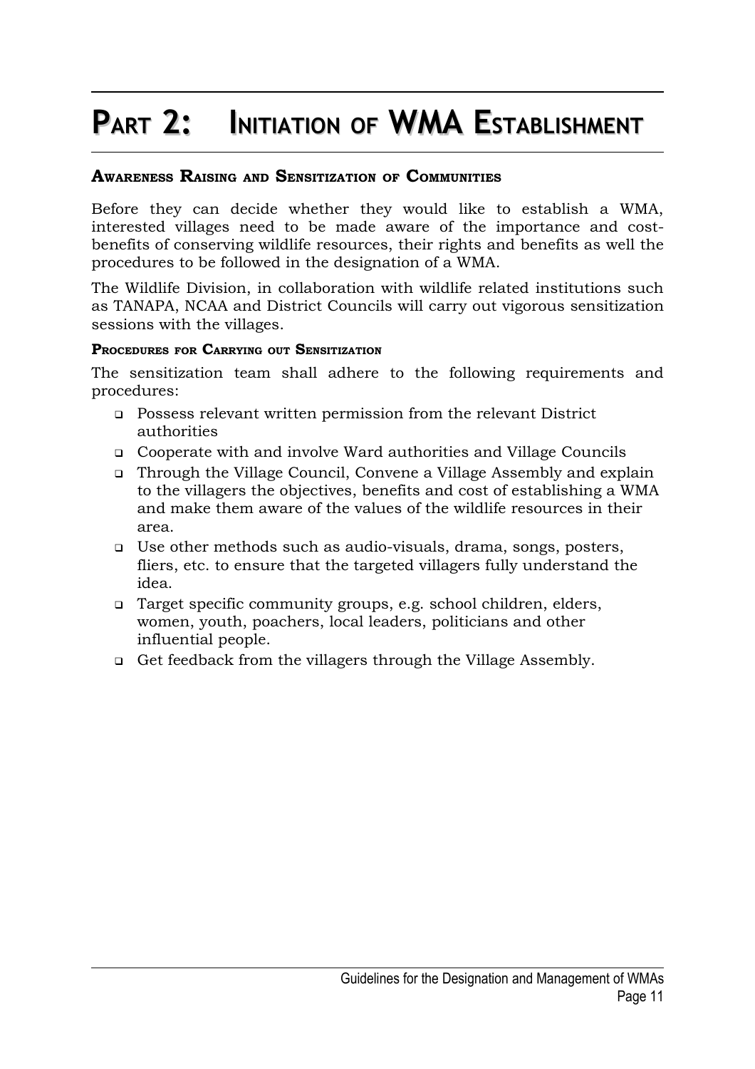# Part 2: Initiation of WMA Establishment

## Awareness Raising and Sensitization of Communities

Before they can decide whether they would like to establish a WMA, interested villages need to be made aware of the importance and cost-benefits of conserving wildlife resources, their rights and benefits as well the procedures to be followed in the designation of a WMA.

The Wildlife Division, in collaboration with wildlife related institutions such as TANAPA, NCAA and District Councils will carry out vigorous sensitization sessions with the villages.

### Procedures for Carrying out Sensitization

The sensitization team shall adhere to the following requirements and procedures:

- Possess relevant written permission from the relevant District authorities
- Cooperate with and involve Ward authorities and Village Councils
- Through the Village Council, Convene a Village Assembly and explain to the villagers the objectives, benefits and cost of establishing a WMA and make them aware of the values of the wildlife resources in their area.
- Use other methods such as audio-visuals, drama, songs, posters, fliers, etc. to ensure that the targeted villagers fully understand the idea.
- Target specific community groups, e.g. school children, elders, women, youth, poachers, local leaders, politicians and other influential people.
- Get feedback from the villagers through the Village Assembly.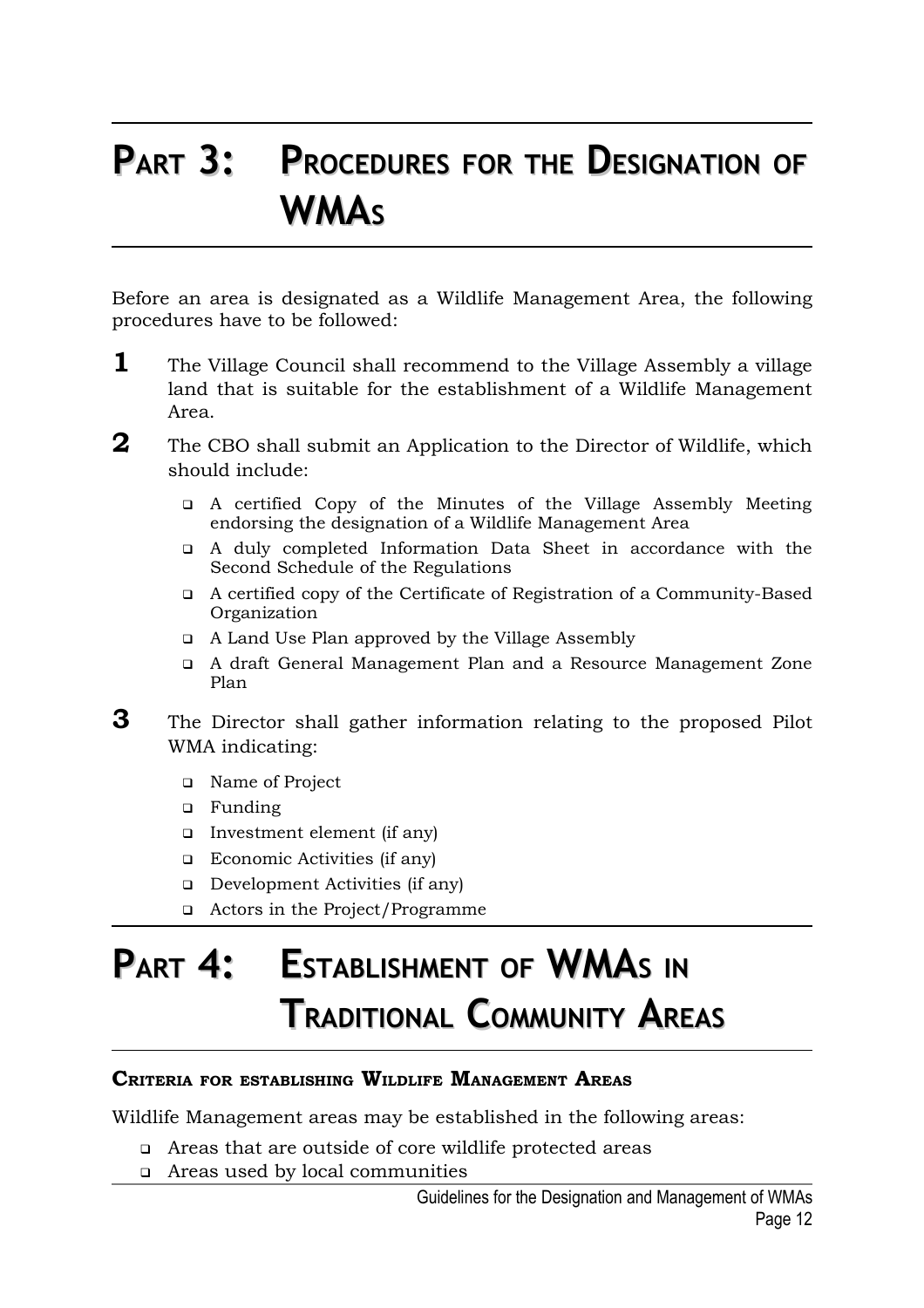# Part 3: Procedures for the Designation of WMAs

Before an area is designated as a Wildlife Management Area, the following procedures have to be followed:

**1** The Village Council shall recommend to the Village Assembly a village land that is suitable for the establishment of a Wildlife Management Area.

**2** The CBO shall submit an Application to the Director of Wildlife, which should include:

- A certified Copy of the Minutes of the Village Assembly Meeting endorsing the designation of a Wildlife Management Area
- A duly completed Information Data Sheet in accordance with the Second Schedule of the Regulations
- A certified copy of the Certificate of Registration of a Community-Based Organization
- A Land Use Plan approved by the Village Assembly
- A draft General Management Plan and a Resource Management Zone Plan

**3** The Director shall gather information relating to the proposed Pilot WMA indicating:

- Name of Project
- Funding
- Investment element (if any)
- Economic Activities (if any)
- Development Activities (if any)
- Actors in the Project/Programme

# Part 4: Establishment of WMAs in Traditional Community Areas

### Criteria for establishing Wildlife Management Areas

Wildlife Management areas may be established in the following areas:

- Areas that are outside of core wildlife protected areas
- Areas used by local communities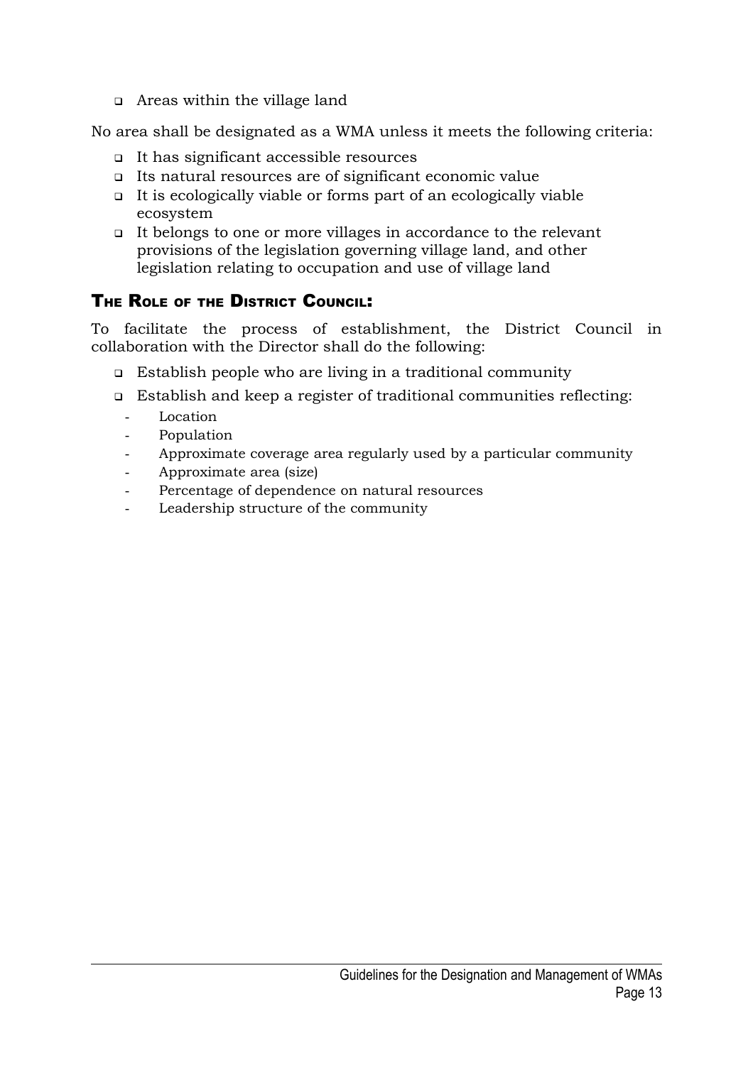- Areas within the village land

No area shall be designated as a WMA unless it meets the following criteria:

- It has significant accessible resources
- Its natural resources are of significant economic value
- It is ecologically viable or forms part of an ecologically viable ecosystem
- It belongs to one or more villages in accordance to the relevant provisions of the legislation governing village land, and other legislation relating to occupation and use of village land

### THE ROLE OF THE DISTRICT COUNCIL:

To facilitate the process of establishment, the District Council in collaboration with the Director shall do the following:

- Establish people who are living in a traditional community
- Establish and keep a register of traditional communities reflecting:
  - Location
  - Population
  - Approximate coverage area regularly used by a particular community
  - Approximate area (size)
  - Percentage of dependence on natural resources
  - Leadership structure of the community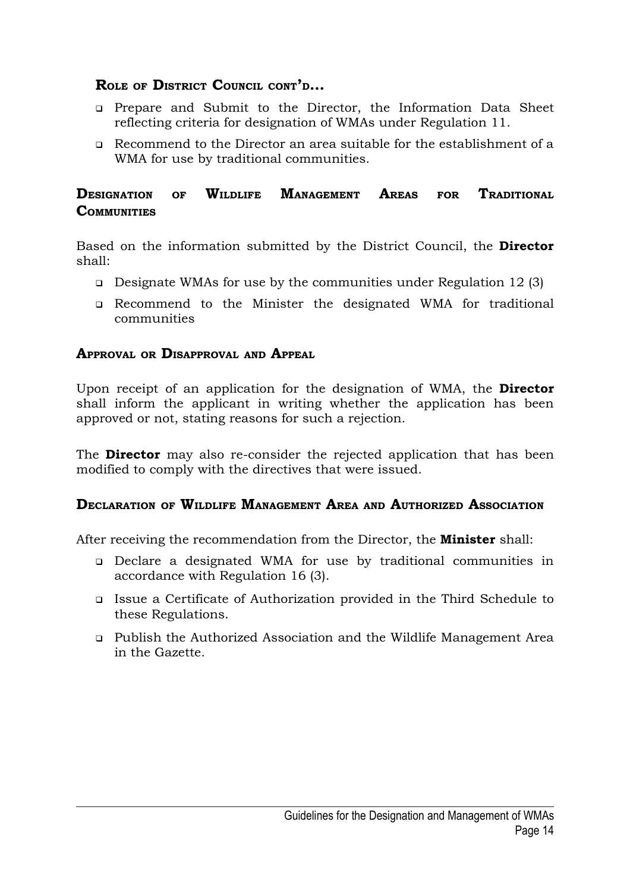### Role of District Council cont'd...

- Prepare and Submit to the Director, the Information Data Sheet reflecting criteria for designation of WMAs under Regulation 11.
- Recommend to the Director an area suitable for the establishment of a WMA for use by traditional communities.

### Designation of Wildlife Management Areas for Traditional Communities

Based on the information submitted by the District Council, the **Director** shall:

- Designate WMAs for use by the communities under Regulation 12 (3)
- Recommend to the Minister the designated WMA for traditional communities

### Approval or Disapproval and Appeal

Upon receipt of an application for the designation of WMA, the **Director** shall inform the applicant in writing whether the application has been approved or not, stating reasons for such a rejection.

The **Director** may also re-consider the rejected application that has been modified to comply with the directives that were issued.

### Declaration of Wildlife Management Area and Authorized Association

After receiving the recommendation from the Director, the **Minister** shall:

- Declare a designated WMA for use by traditional communities in accordance with Regulation 16 (3).
- Issue a Certificate of Authorization provided in the Third Schedule to these Regulations.
- Publish the Authorized Association and the Wildlife Management Area in the Gazette.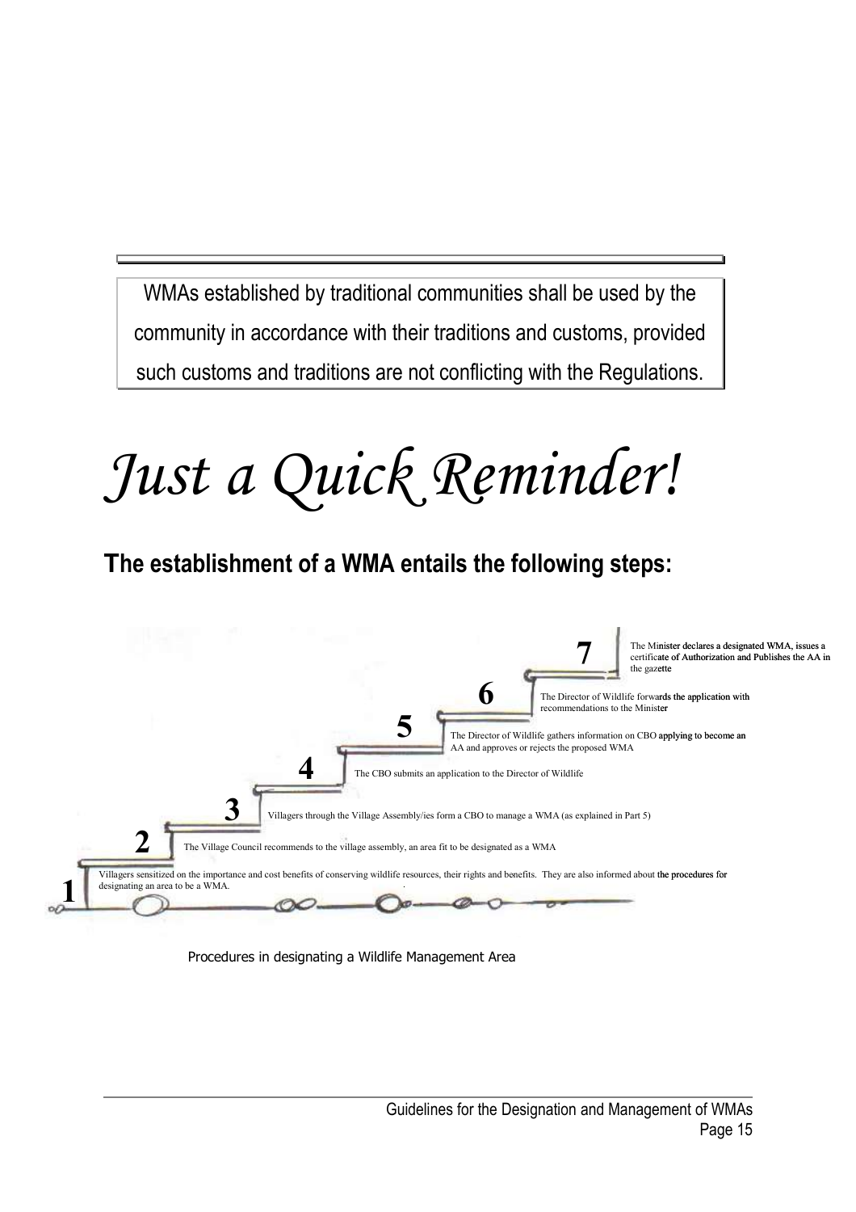WMAs established by traditional communities shall be used by the community in accordance with their traditions and customs, provided such customs and traditions are not conflicting with the Regulations.

# *Just a Quick Reminder!*

## The establishment of a WMA entails the following steps:

1. Villagers sensitized on the importance and cost benefits of conserving wildlife resources, their rights and benefits. They are also informed about the procedures for designating an area to be a WMA.
2. The Village Council recommends to the village assembly, an area fit to be designated as a WMA
3. Villagers through the Village Assembly/ies form a CBO to manage a WMA (as explained in Part 5)
4. The CBO submits an application to the Director of Wildlife
5. The Director of Wildlife gathers information on CBO applying to become an AA and approves or rejects the proposed WMA
6. The Director of Wildlife forwards the application with recommendations to the Minister
7. The Minister declares a designated WMA, issues a certificate of Authorization and Publishes the AA in the gazette

Procedures in designating a Wildlife Management Area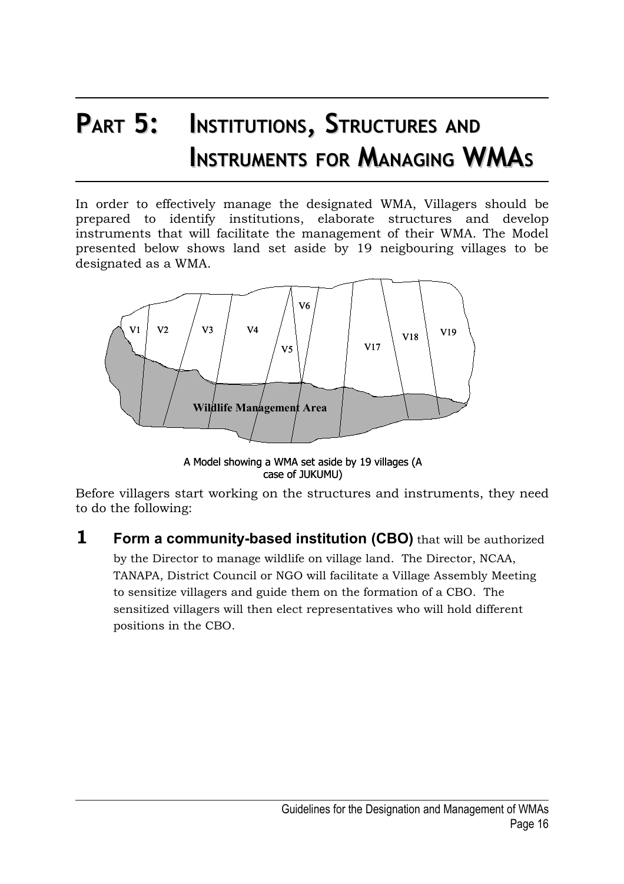# PART 5: INSTITUTIONS, STRUCTURES AND INSTRUMENTS FOR MANAGING WMAs

In order to effectively manage the designated WMA, Villagers should be prepared to identify institutions, elaborate structures and develop instruments that will facilitate the management of their WMA. The Model presented below shows land set aside by 19 neigbouring villages to be designated as a WMA.

A Model showing a WMA set aside by 19 villages (A case of JUKUMU)

Before villagers start working on the structures and instruments, they need to do the following:

**1 Form a community-based institution (CBO)** that will be authorized by the Director to manage wildlife on village land. The Director, NCAA, TANAPA, District Council or NGO will facilitate a Village Assembly Meeting to sensitize villagers and guide them on the formation of a CBO. The sensitized villagers will then elect representatives who will hold different positions in the CBO.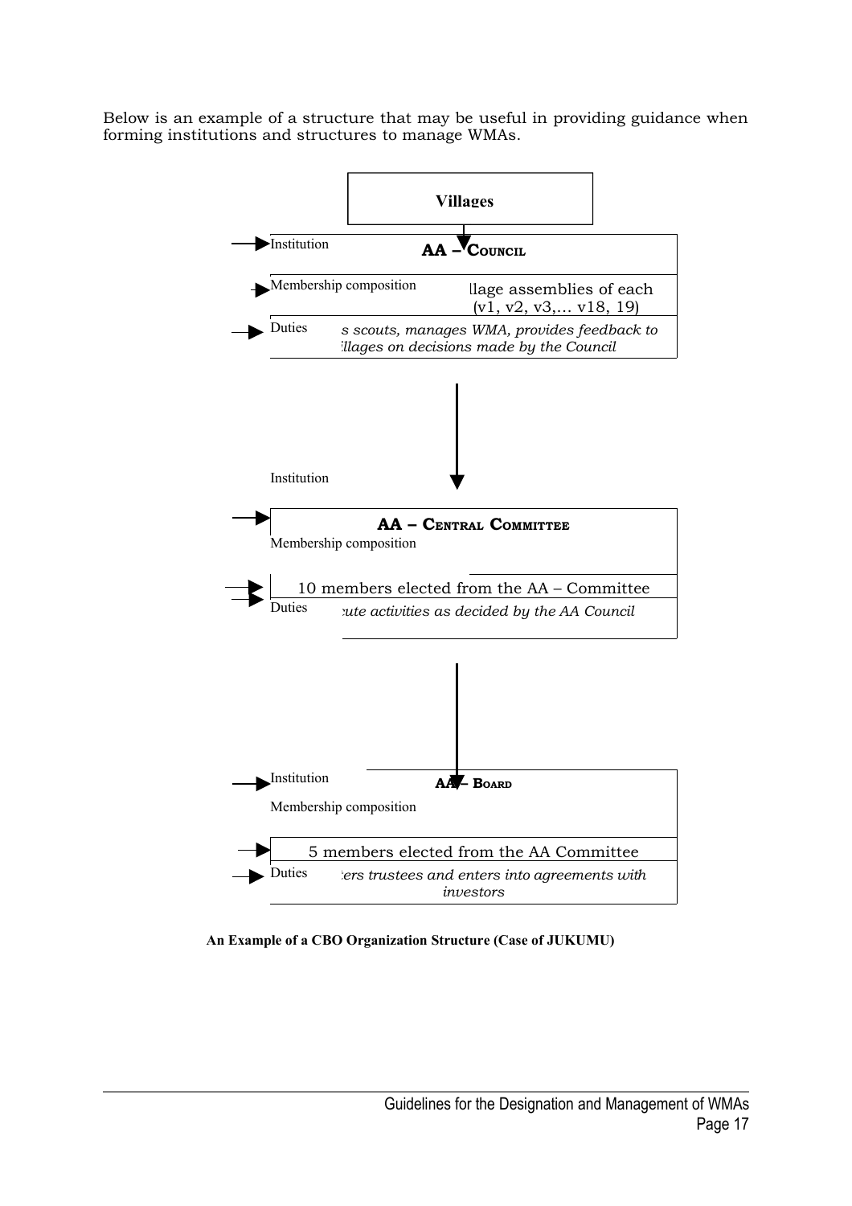Below is an example of a structure that may be useful in providing guidance when forming institutions and structures to manage WMAs.

**Villages**

↓

| | |
|---|---|
| Institution | **AA – COUNCIL** |
| Membership composition | llage assemblies of each (v1, v2, v3,… v18, 19) |
| Duties | *s scouts, manages WMA, provides feedback to llages on decisions made by the Council* |

↓

| | |
|---|---|
| Institution | **AA – CENTRAL COMMITTEE** |
| Membership composition | 10 members elected from the AA – Committee |
| Duties | *cute activities as decided by the AA Council* |

↓

| | |
|---|---|
| Institution | **AA – BOARD** |
| Membership composition | 5 members elected from the AA Committee |
| Duties | *ers trustees and enters into agreements with investors* |

**An Example of a CBO Organization Structure (Case of JUKUMU)**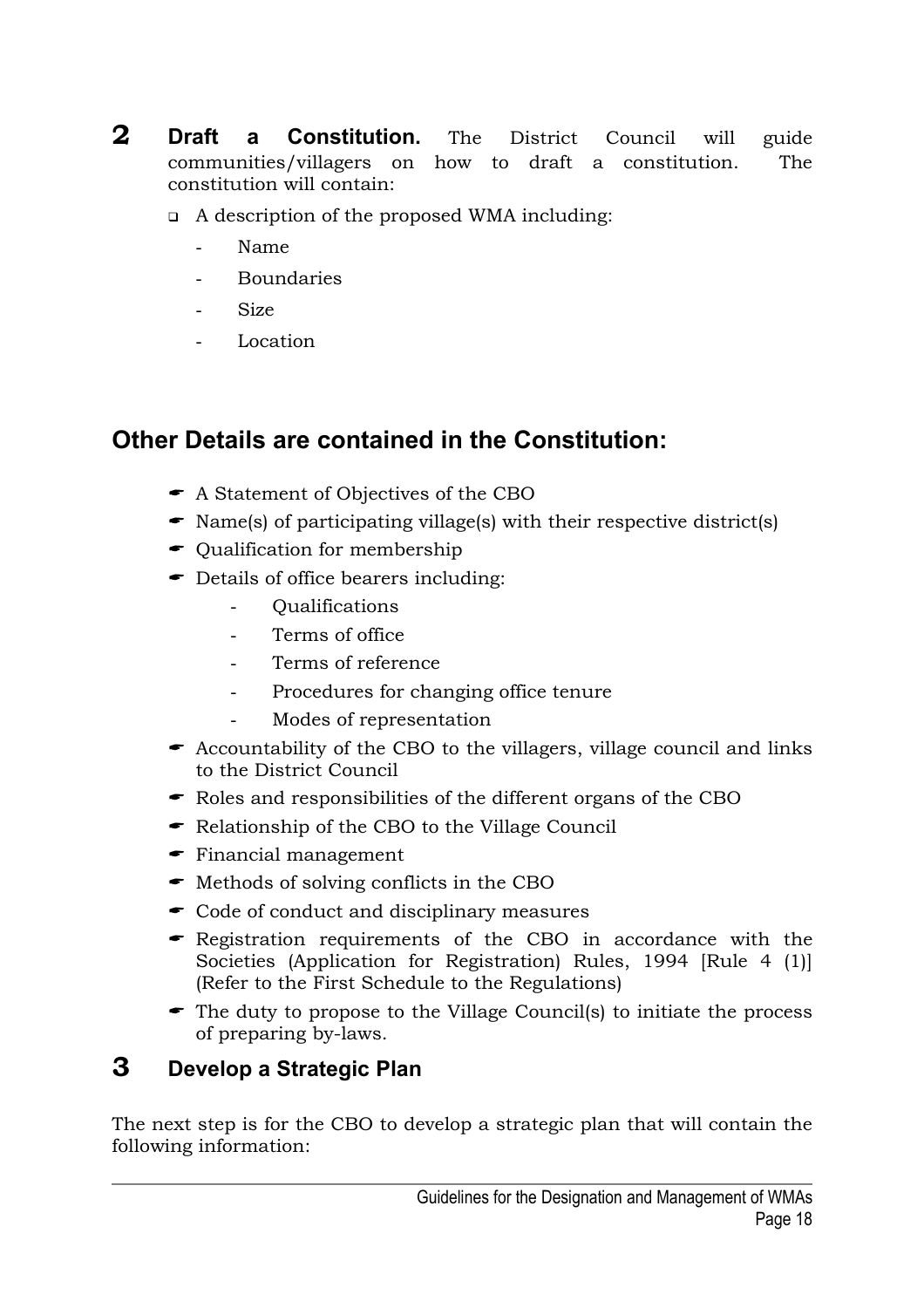**2** **Draft a Constitution.** The District Council will guide communities/villagers on how to draft a constitution. The constitution will contain:

- A description of the proposed WMA including:
    - Name
    - Boundaries
    - Size
    - Location

## Other Details are contained in the Constitution:

- A Statement of Objectives of the CBO
- Name(s) of participating village(s) with their respective district(s)
- Qualification for membership
- Details of office bearers including:
    - Qualifications
    - Terms of office
    - Terms of reference
    - Procedures for changing office tenure
    - Modes of representation
- Accountability of the CBO to the villagers, village council and links to the District Council
- Roles and responsibilities of the different organs of the CBO
- Relationship of the CBO to the Village Council
- Financial management
- Methods of solving conflicts in the CBO
- Code of conduct and disciplinary measures
- Registration requirements of the CBO in accordance with the Societies (Application for Registration) Rules, 1994 [Rule 4 (1)] (Refer to the First Schedule to the Regulations)
- The duty to propose to the Village Council(s) to initiate the process of preparing by-laws.

### 3 Develop a Strategic Plan

The next step is for the CBO to develop a strategic plan that will contain the following information: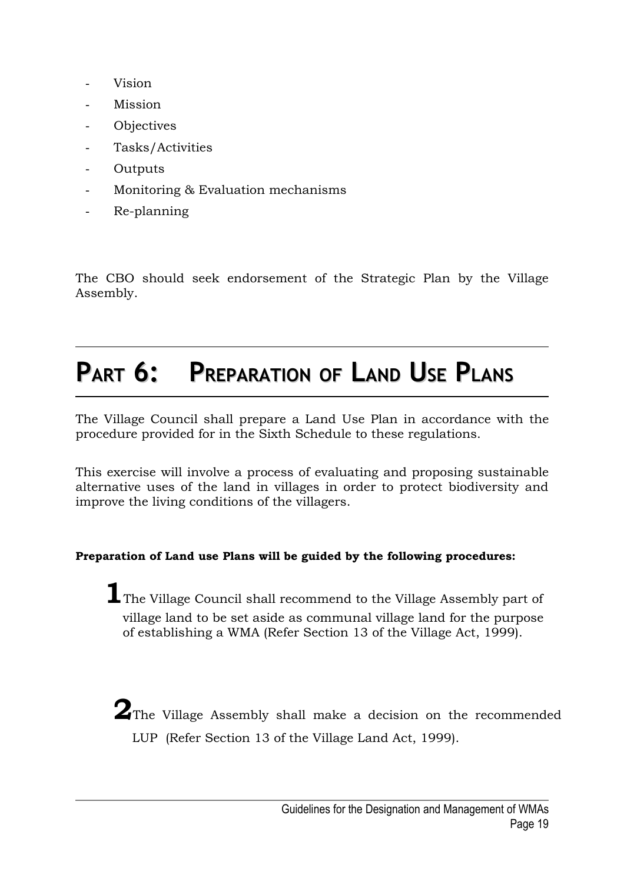- Vision
- Mission
- Objectives
- Tasks/Activities
- Outputs
- Monitoring & Evaluation mechanisms
- Re-planning

The CBO should seek endorsement of the Strategic Plan by the Village Assembly.

# PART 6: PREPARATION OF LAND USE PLANS

The Village Council shall prepare a Land Use Plan in accordance with the procedure provided for in the Sixth Schedule to these regulations.

This exercise will involve a process of evaluating and proposing sustainable alternative uses of the land in villages in order to protect biodiversity and improve the living conditions of the villagers.

**Preparation of Land use Plans will be guided by the following procedures:**

1. The Village Council shall recommend to the Village Assembly part of village land to be set aside as communal village land for the purpose of establishing a WMA (Refer Section 13 of the Village Act, 1999).

2. The Village Assembly shall make a decision on the recommended LUP (Refer Section 13 of the Village Land Act, 1999).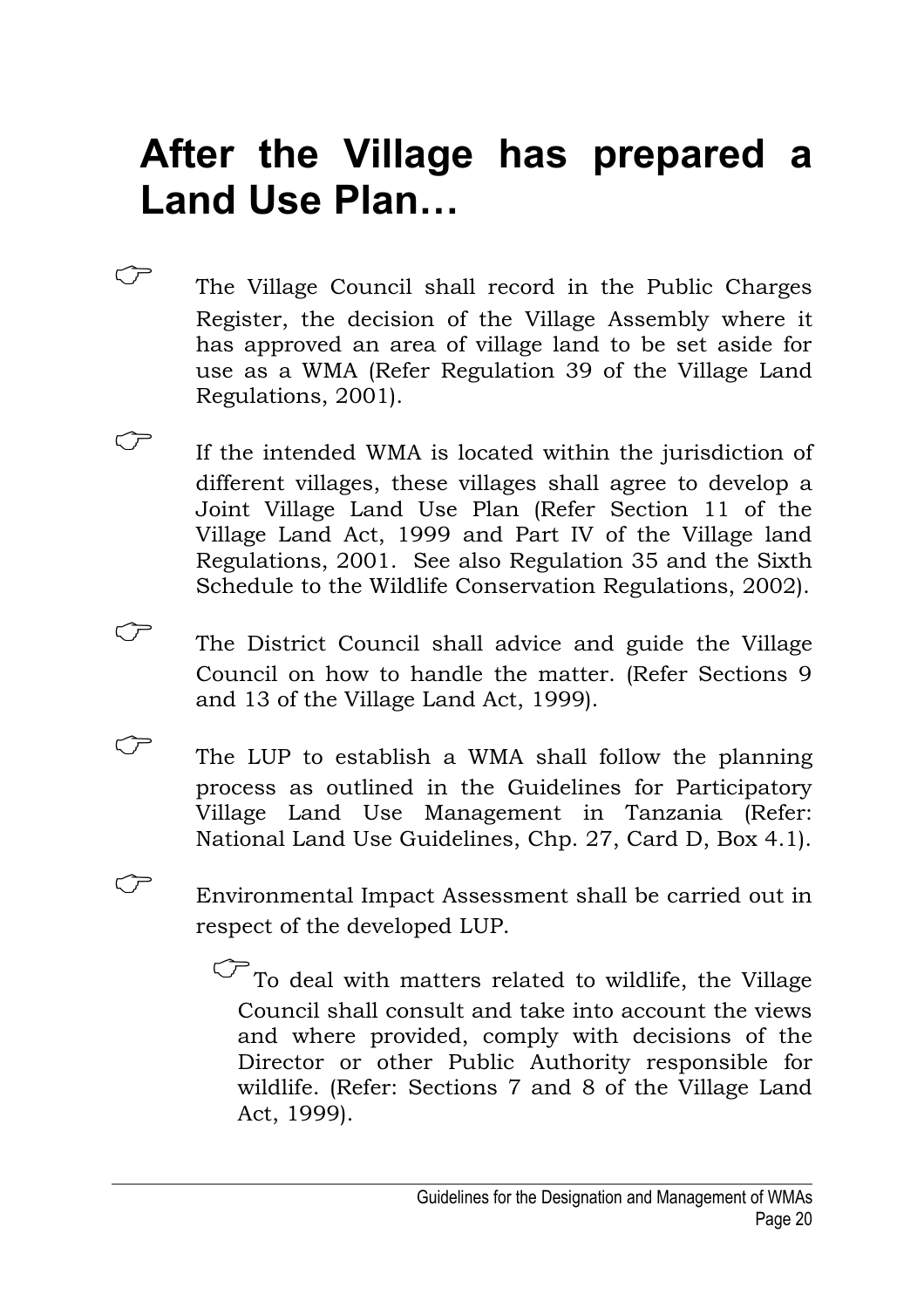# After the Village has prepared a Land Use Plan…

- The Village Council shall record in the Public Charges Register, the decision of the Village Assembly where it has approved an area of village land to be set aside for use as a WMA (Refer Regulation 39 of the Village Land Regulations, 2001).

- If the intended WMA is located within the jurisdiction of different villages, these villages shall agree to develop a Joint Village Land Use Plan (Refer Section 11 of the Village Land Act, 1999 and Part IV of the Village land Regulations, 2001. See also Regulation 35 and the Sixth Schedule to the Wildlife Conservation Regulations, 2002).

- The District Council shall advice and guide the Village Council on how to handle the matter. (Refer Sections 9 and 13 of the Village Land Act, 1999).

- The LUP to establish a WMA shall follow the planning process as outlined in the Guidelines for Participatory Village Land Use Management in Tanzania (Refer: National Land Use Guidelines, Chp. 27, Card D, Box 4.1).

- Environmental Impact Assessment shall be carried out in respect of the developed LUP.

    - To deal with matters related to wildlife, the Village Council shall consult and take into account the views and where provided, comply with decisions of the Director or other Public Authority responsible for wildlife. (Refer: Sections 7 and 8 of the Village Land Act, 1999).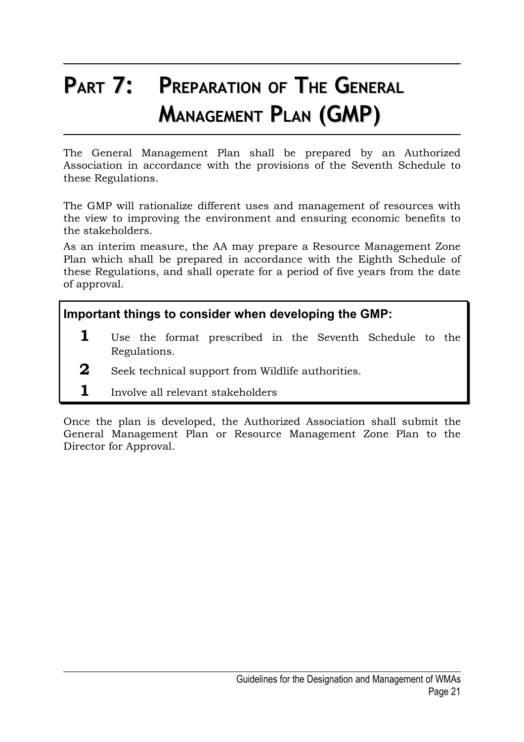# PART 7: PREPARATION OF THE GENERAL MANAGEMENT PLAN (GMP)

The General Management Plan shall be prepared by an Authorized Association in accordance with the provisions of the Seventh Schedule to these Regulations.

The GMP will rationalize different uses and management of resources with the view to improving the environment and ensuring economic benefits to the stakeholders.

As an interim measure, the AA may prepare a Resource Management Zone Plan which shall be prepared in accordance with the Eighth Schedule of these Regulations, and shall operate for a period of five years from the date of approval.

**Important things to consider when developing the GMP:**

**1** Use the format prescribed in the Seventh Schedule to the Regulations.

**2** Seek technical support from Wildlife authorities.

**1** Involve all relevant stakeholders

Once the plan is developed, the Authorized Association shall submit the General Management Plan or Resource Management Zone Plan to the Director for Approval.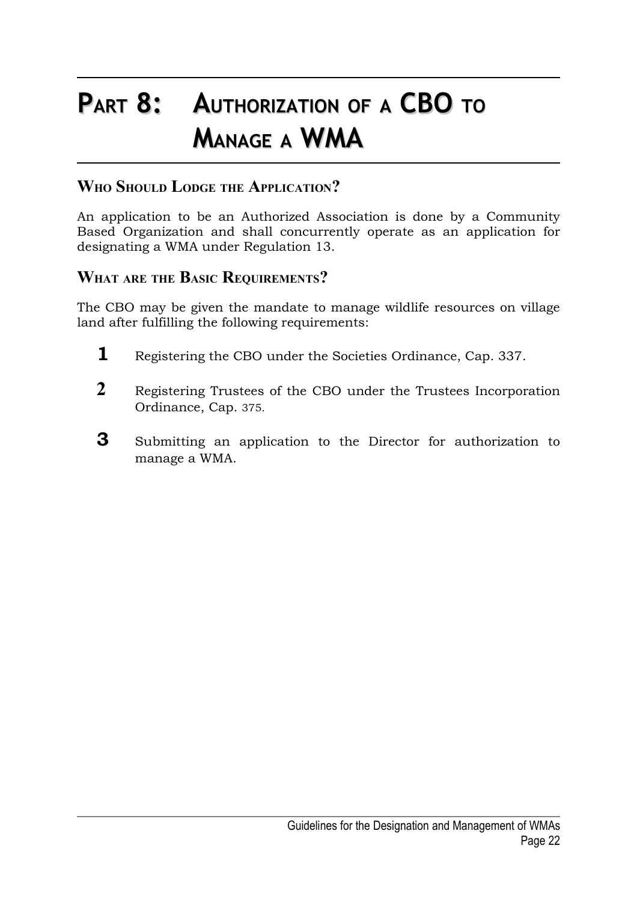# PART 8: AUTHORIZATION OF A CBO TO MANAGE A WMA

## WHO SHOULD LODGE THE APPLICATION?

An application to be an Authorized Association is done by a Community Based Organization and shall concurrently operate as an application for designating a WMA under Regulation 13.

## WHAT ARE THE BASIC REQUIREMENTS?

The CBO may be given the mandate to manage wildlife resources on village land after fulfilling the following requirements:

1. Registering the CBO under the Societies Ordinance, Cap. 337.
2. Registering Trustees of the CBO under the Trustees Incorporation Ordinance, Cap. 375.
3. Submitting an application to the Director for authorization to manage a WMA.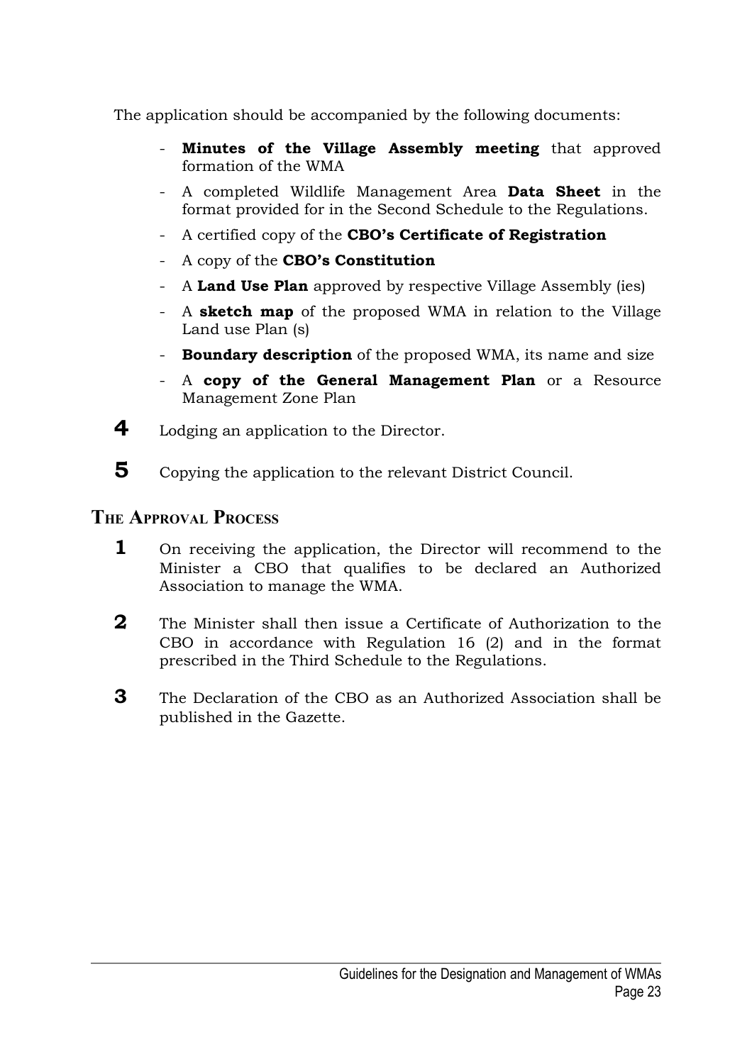The application should be accompanied by the following documents:

- **Minutes of the Village Assembly meeting** that approved formation of the WMA
- A completed Wildlife Management Area **Data Sheet** in the format provided for in the Second Schedule to the Regulations.
- A certified copy of the **CBO's Certificate of Registration**
- A copy of the **CBO's Constitution**
- A **Land Use Plan** approved by respective Village Assembly (ies)
- A **sketch map** of the proposed WMA in relation to the Village Land use Plan (s)
- **Boundary description** of the proposed WMA, its name and size
- A **copy of the General Management Plan** or a Resource Management Zone Plan

**4** Lodging an application to the Director.

**5** Copying the application to the relevant District Council.

## The Approval Process

**1** On receiving the application, the Director will recommend to the Minister a CBO that qualifies to be declared an Authorized Association to manage the WMA.

**2** The Minister shall then issue a Certificate of Authorization to the CBO in accordance with Regulation 16 (2) and in the format prescribed in the Third Schedule to the Regulations.

**3** The Declaration of the CBO as an Authorized Association shall be published in the Gazette.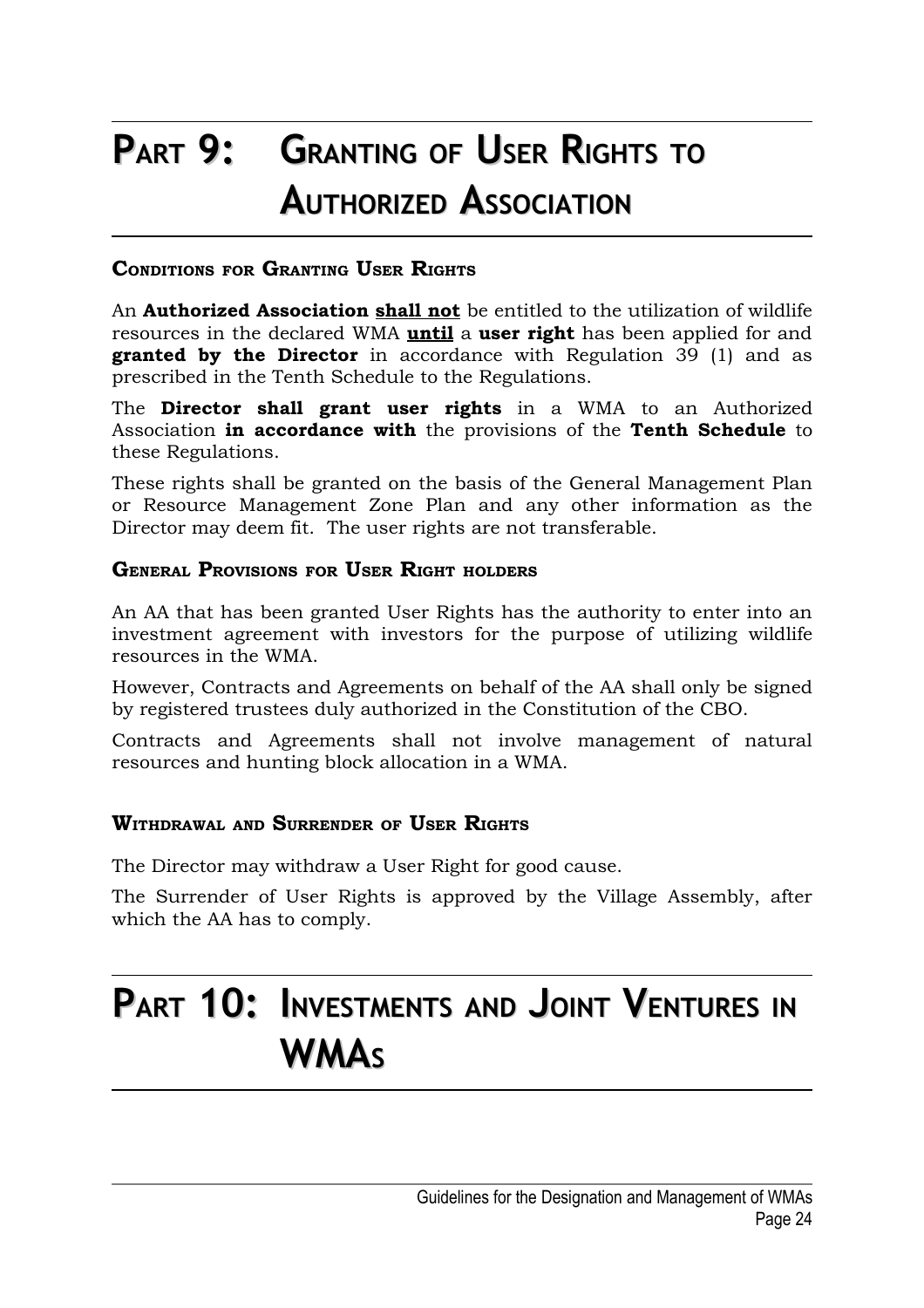# Part 9: Granting of User Rights to Authorized Association

### Conditions for Granting User Rights

An **Authorized Association** **<u>shall not</u>** be entitled to the utilization of wildlife resources in the declared WMA **<u>until</u>** a **user right** has been applied for and **granted by the Director** in accordance with Regulation 39 (1) and as prescribed in the Tenth Schedule to the Regulations.

The **Director shall grant user rights** in a WMA to an Authorized Association **in accordance with** the provisions of the **Tenth Schedule** to these Regulations.

These rights shall be granted on the basis of the General Management Plan or Resource Management Zone Plan and any other information as the Director may deem fit. The user rights are not transferable.

### General Provisions for User Right holders

An AA that has been granted User Rights has the authority to enter into an investment agreement with investors for the purpose of utilizing wildlife resources in the WMA.

However, Contracts and Agreements on behalf of the AA shall only be signed by registered trustees duly authorized in the Constitution of the CBO.

Contracts and Agreements shall not involve management of natural resources and hunting block allocation in a WMA.

### Withdrawal and Surrender of User Rights

The Director may withdraw a User Right for good cause.

The Surrender of User Rights is approved by the Village Assembly, after which the AA has to comply.

# Part 10: Investments and Joint Ventures in WMAs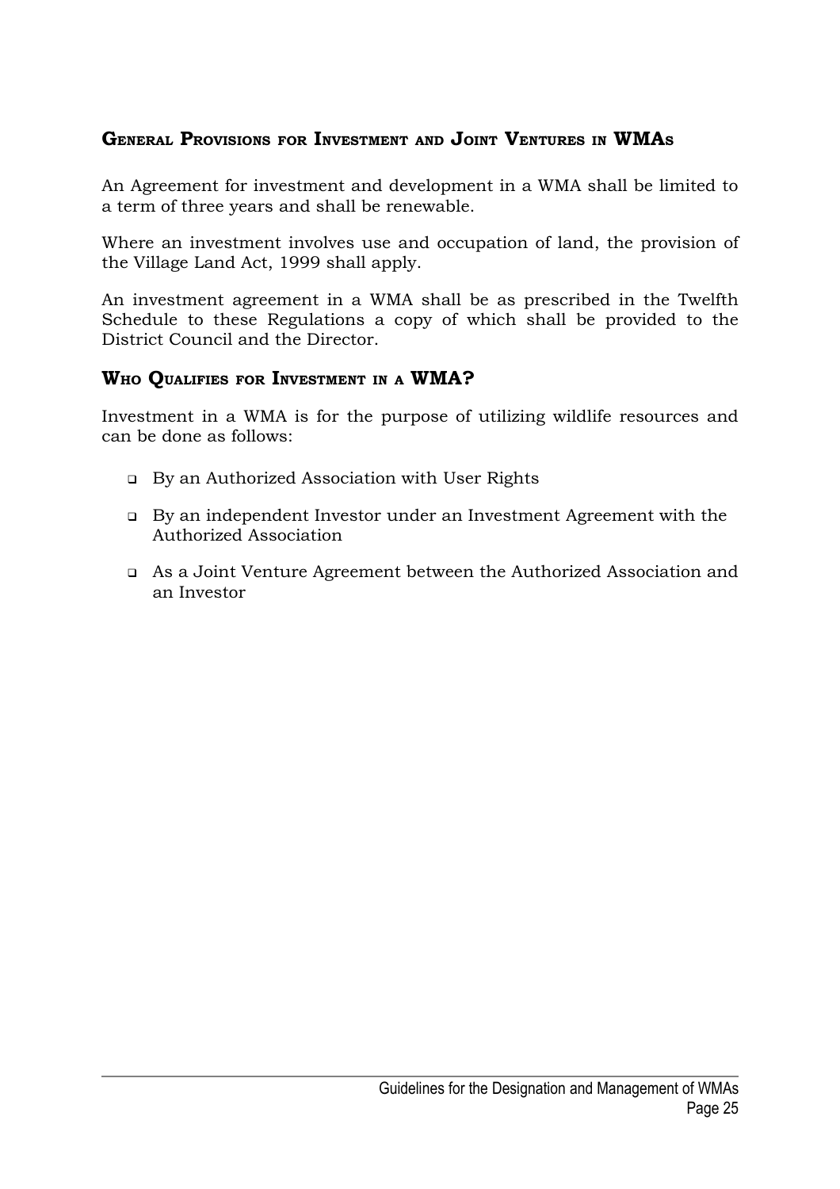## General Provisions for Investment and Joint Ventures in WMAs

An Agreement for investment and development in a WMA shall be limited to a term of three years and shall be renewable.

Where an investment involves use and occupation of land, the provision of the Village Land Act, 1999 shall apply.

An investment agreement in a WMA shall be as prescribed in the Twelfth Schedule to these Regulations a copy of which shall be provided to the District Council and the Director.

## Who Qualifies for Investment in a WMA?

Investment in a WMA is for the purpose of utilizing wildlife resources and can be done as follows:

- By an Authorized Association with User Rights
- By an independent Investor under an Investment Agreement with the Authorized Association
- As a Joint Venture Agreement between the Authorized Association and an Investor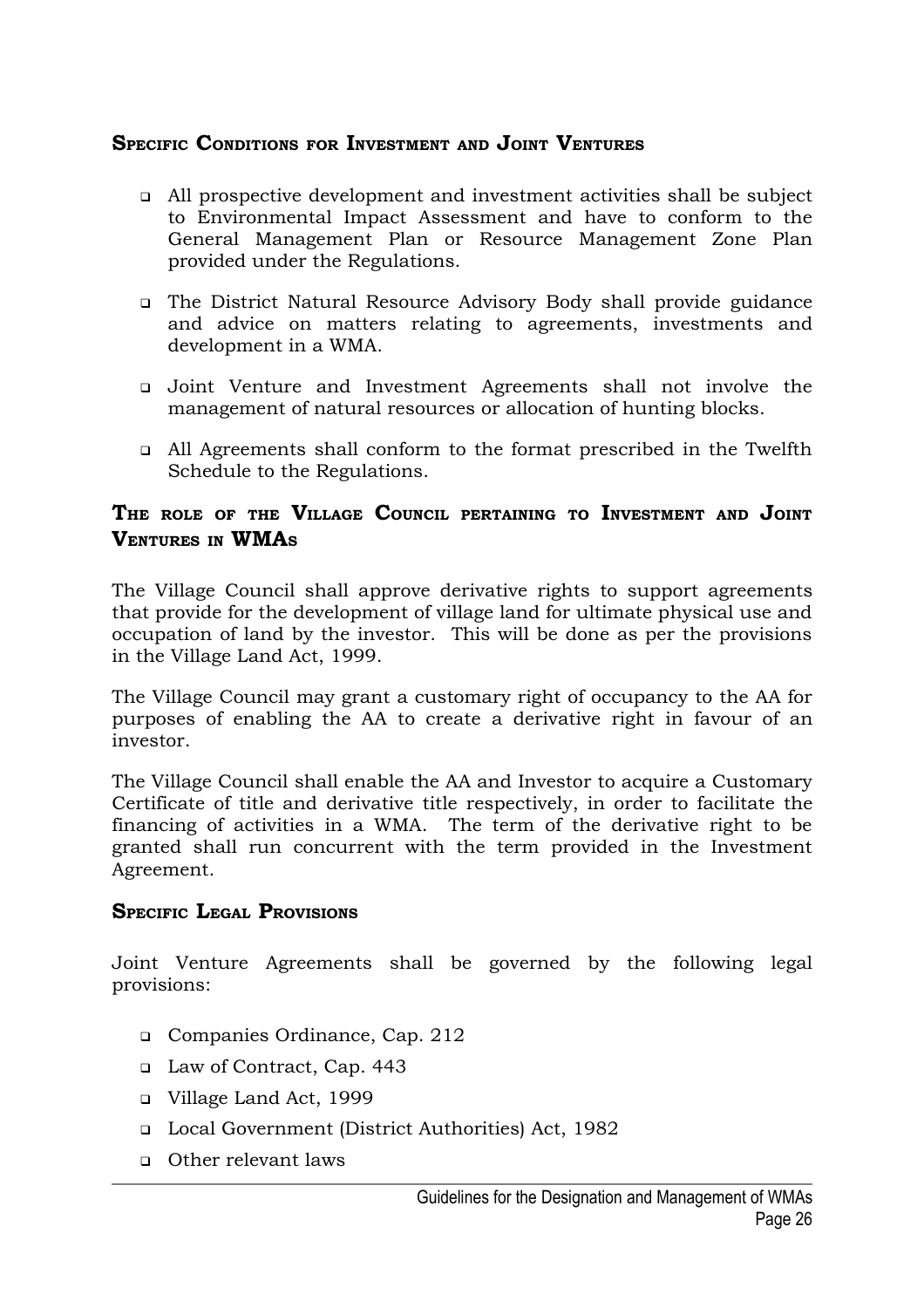### Specific Conditions for Investment and Joint Ventures

- All prospective development and investment activities shall be subject to Environmental Impact Assessment and have to conform to the General Management Plan or Resource Management Zone Plan provided under the Regulations.
- The District Natural Resource Advisory Body shall provide guidance and advice on matters relating to agreements, investments and development in a WMA.
- Joint Venture and Investment Agreements shall not involve the management of natural resources or allocation of hunting blocks.
- All Agreements shall conform to the format prescribed in the Twelfth Schedule to the Regulations.

### The role of the Village Council pertaining to Investment and Joint Ventures in WMAs

The Village Council shall approve derivative rights to support agreements that provide for the development of village land for ultimate physical use and occupation of land by the investor. This will be done as per the provisions in the Village Land Act, 1999.

The Village Council may grant a customary right of occupancy to the AA for purposes of enabling the AA to create a derivative right in favour of an investor.

The Village Council shall enable the AA and Investor to acquire a Customary Certificate of title and derivative title respectively, in order to facilitate the financing of activities in a WMA. The term of the derivative right to be granted shall run concurrent with the term provided in the Investment Agreement.

### Specific Legal Provisions

Joint Venture Agreements shall be governed by the following legal provisions:

- Companies Ordinance, Cap. 212
- Law of Contract, Cap. 443
- Village Land Act, 1999
- Local Government (District Authorities) Act, 1982
- Other relevant laws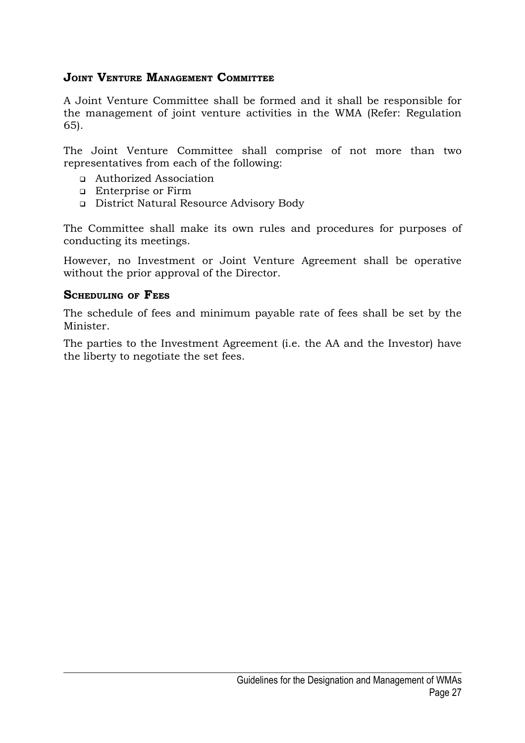### Joint Venture Management Committee

A Joint Venture Committee shall be formed and it shall be responsible for the management of joint venture activities in the WMA (Refer: Regulation 65).

The Joint Venture Committee shall comprise of not more than two representatives from each of the following:

- Authorized Association
- Enterprise or Firm
- District Natural Resource Advisory Body

The Committee shall make its own rules and procedures for purposes of conducting its meetings.

However, no Investment or Joint Venture Agreement shall be operative without the prior approval of the Director.

### Scheduling of Fees

The schedule of fees and minimum payable rate of fees shall be set by the Minister.

The parties to the Investment Agreement (i.e. the AA and the Investor) have the liberty to negotiate the set fees.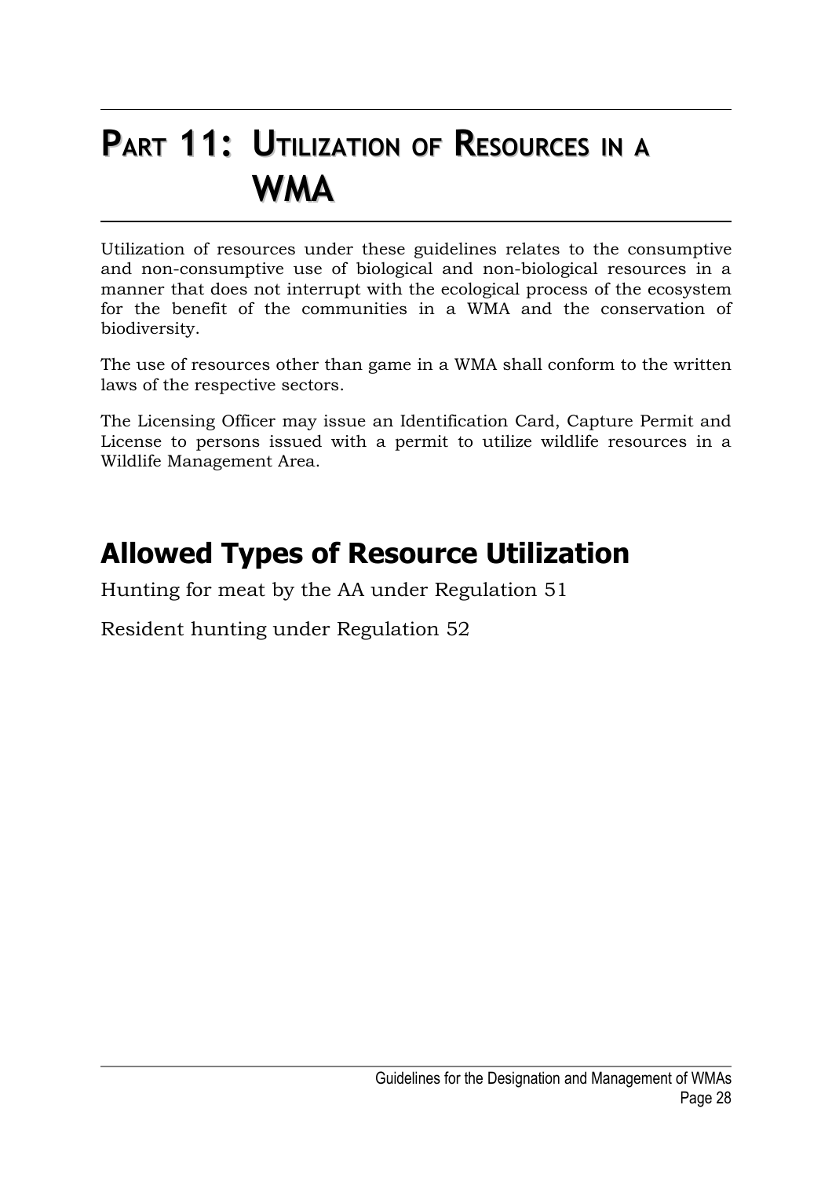# PART 11: UTILIZATION OF RESOURCES IN A WMA

Utilization of resources under these guidelines relates to the consumptive and non-consumptive use of biological and non-biological resources in a manner that does not interrupt with the ecological process of the ecosystem for the benefit of the communities in a WMA and the conservation of biodiversity.

The use of resources other than game in a WMA shall conform to the written laws of the respective sectors.

The Licensing Officer may issue an Identification Card, Capture Permit and License to persons issued with a permit to utilize wildlife resources in a Wildlife Management Area.

## Allowed Types of Resource Utilization

Hunting for meat by the AA under Regulation 51

Resident hunting under Regulation 52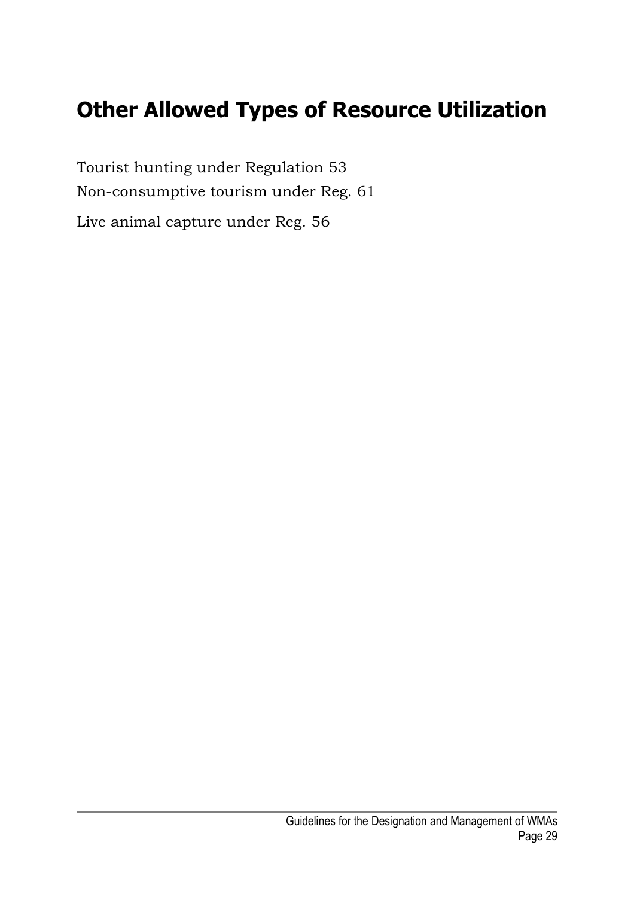# Other Allowed Types of Resource Utilization

Tourist hunting under Regulation 53
Non-consumptive tourism under Reg. 61

Live animal capture under Reg. 56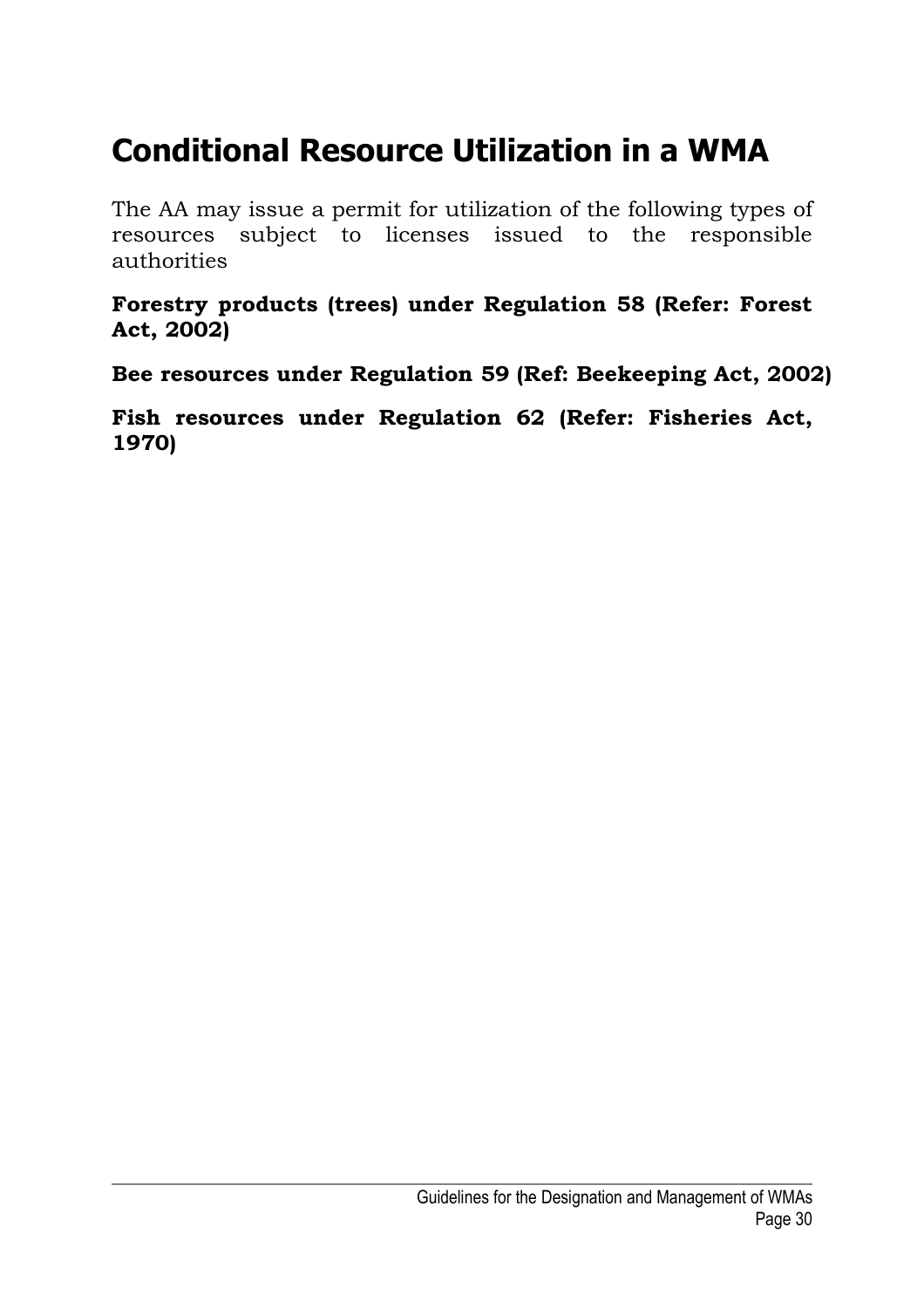# Conditional Resource Utilization in a WMA

The AA may issue a permit for utilization of the following types of resources subject to licenses issued to the responsible authorities

**Forestry products (trees) under Regulation 58 (Refer: Forest Act, 2002)**

**Bee resources under Regulation 59 (Ref: Beekeeping Act, 2002)**

**Fish resources under Regulation 62 (Refer: Fisheries Act, 1970)**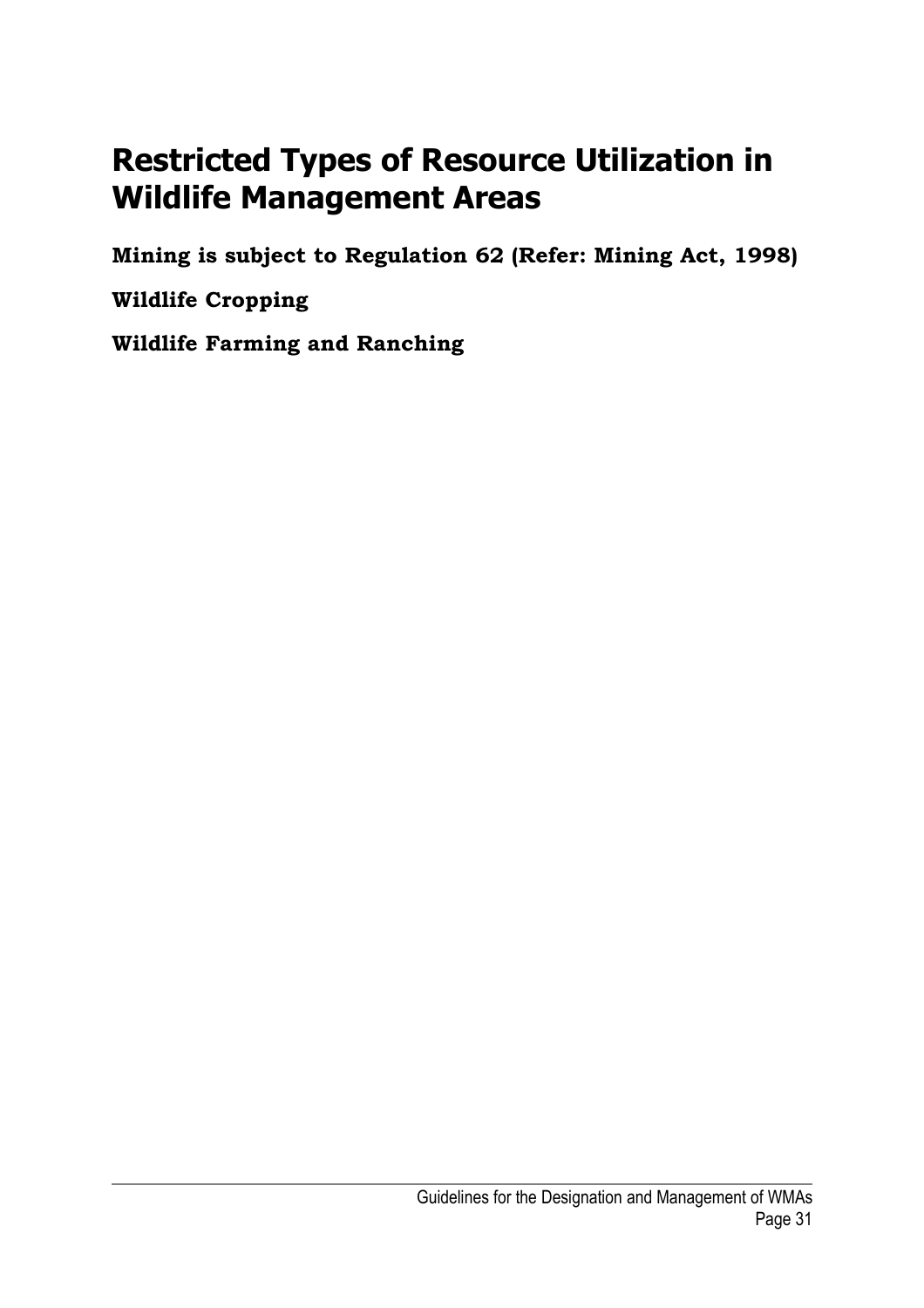# Restricted Types of Resource Utilization in Wildlife Management Areas

### Mining is subject to Regulation 62 (Refer: Mining Act, 1998)

### Wildlife Cropping

### Wildlife Farming and Ranching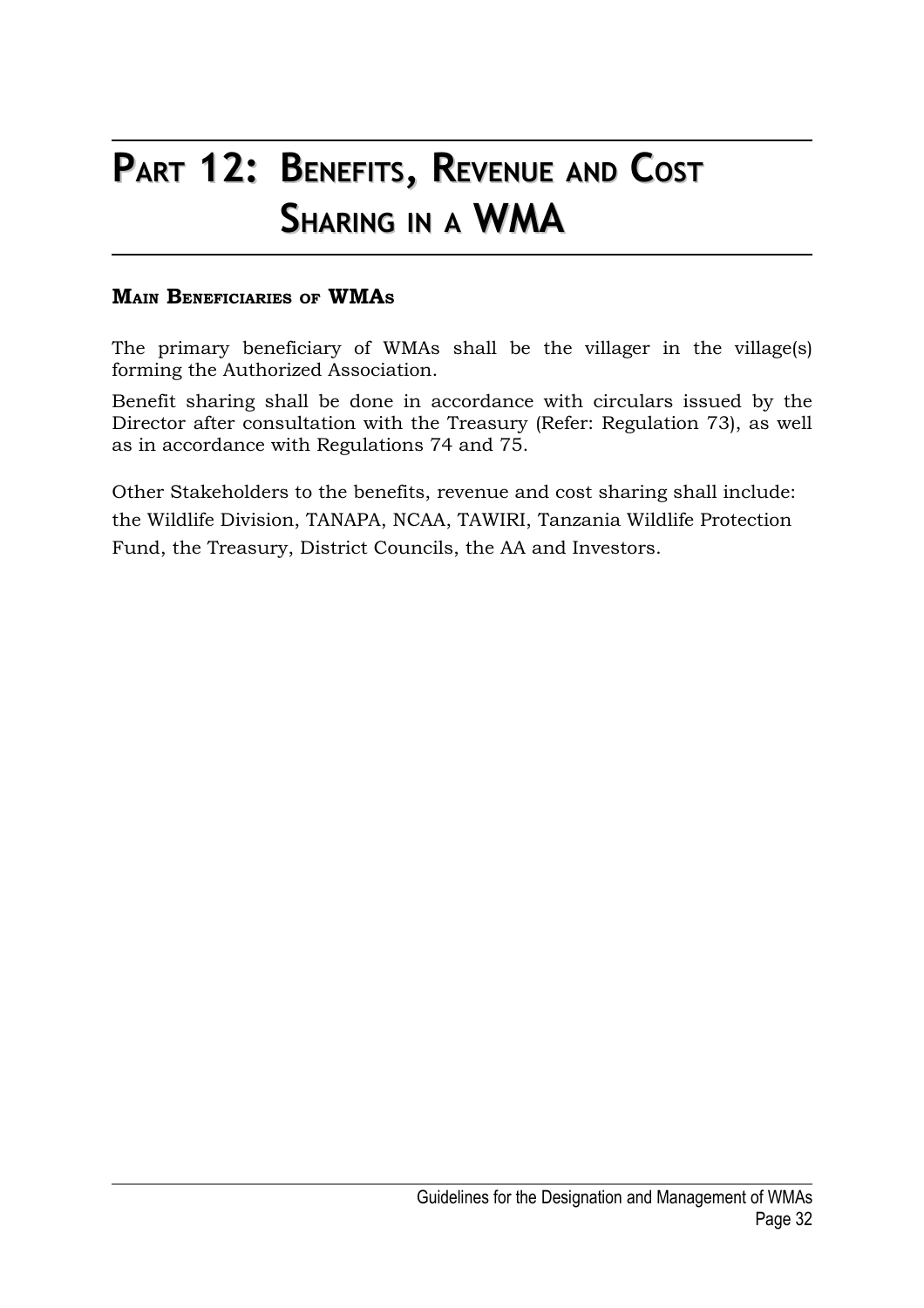# PART 12: BENEFITS, REVENUE AND COST SHARING IN A WMA

### MAIN BENEFICIARIES OF WMAS

The primary beneficiary of WMAs shall be the villager in the village(s) forming the Authorized Association.

Benefit sharing shall be done in accordance with circulars issued by the Director after consultation with the Treasury (Refer: Regulation 73), as well as in accordance with Regulations 74 and 75.

Other Stakeholders to the benefits, revenue and cost sharing shall include: the Wildlife Division, TANAPA, NCAA, TAWIRI, Tanzania Wildlife Protection Fund, the Treasury, District Councils, the AA and Investors.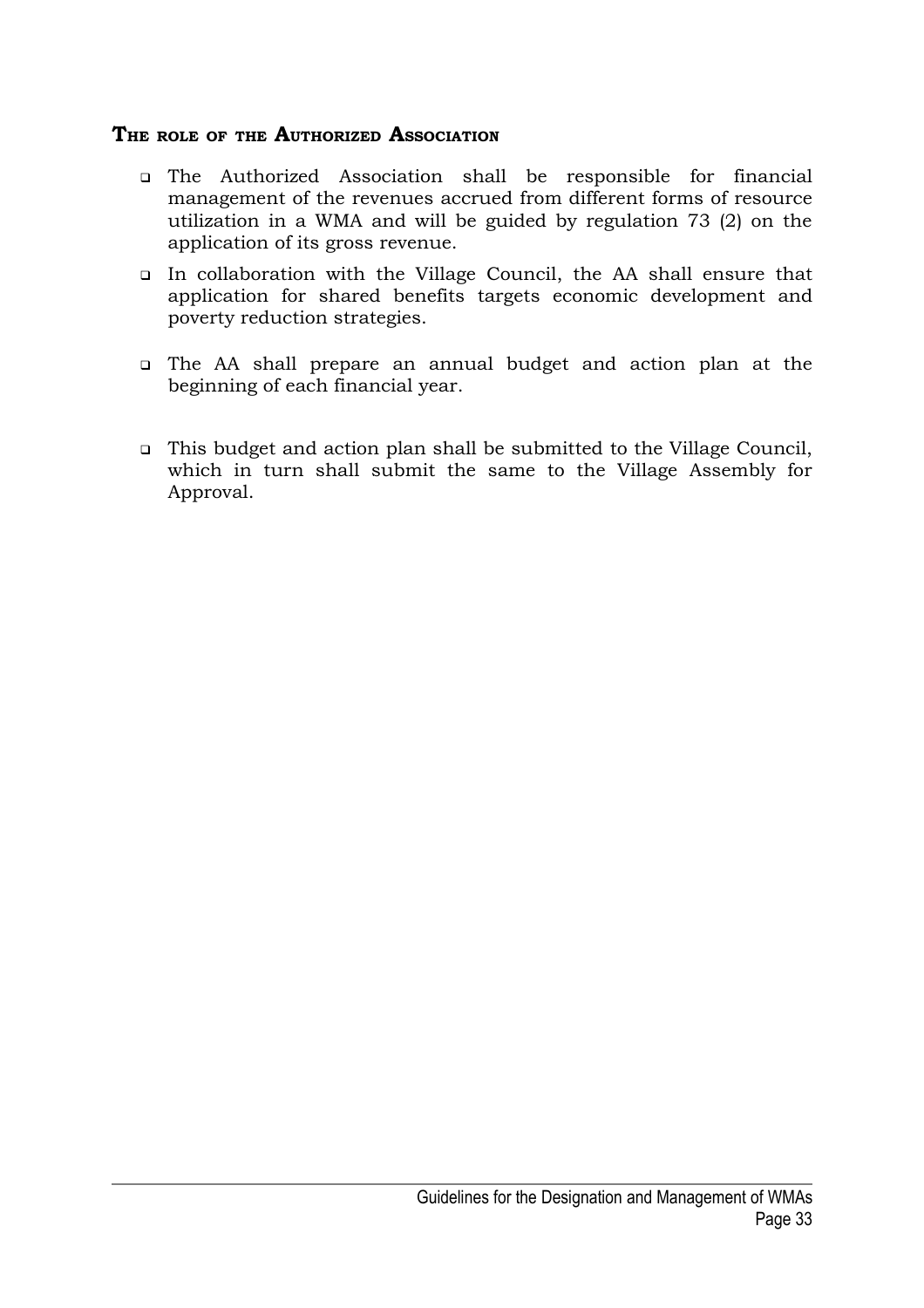### The role of the Authorized Association

- The Authorized Association shall be responsible for financial management of the revenues accrued from different forms of resource utilization in a WMA and will be guided by regulation 73 (2) on the application of its gross revenue.
- In collaboration with the Village Council, the AA shall ensure that application for shared benefits targets economic development and poverty reduction strategies.
- The AA shall prepare an annual budget and action plan at the beginning of each financial year.
- This budget and action plan shall be submitted to the Village Council, which in turn shall submit the same to the Village Assembly for Approval.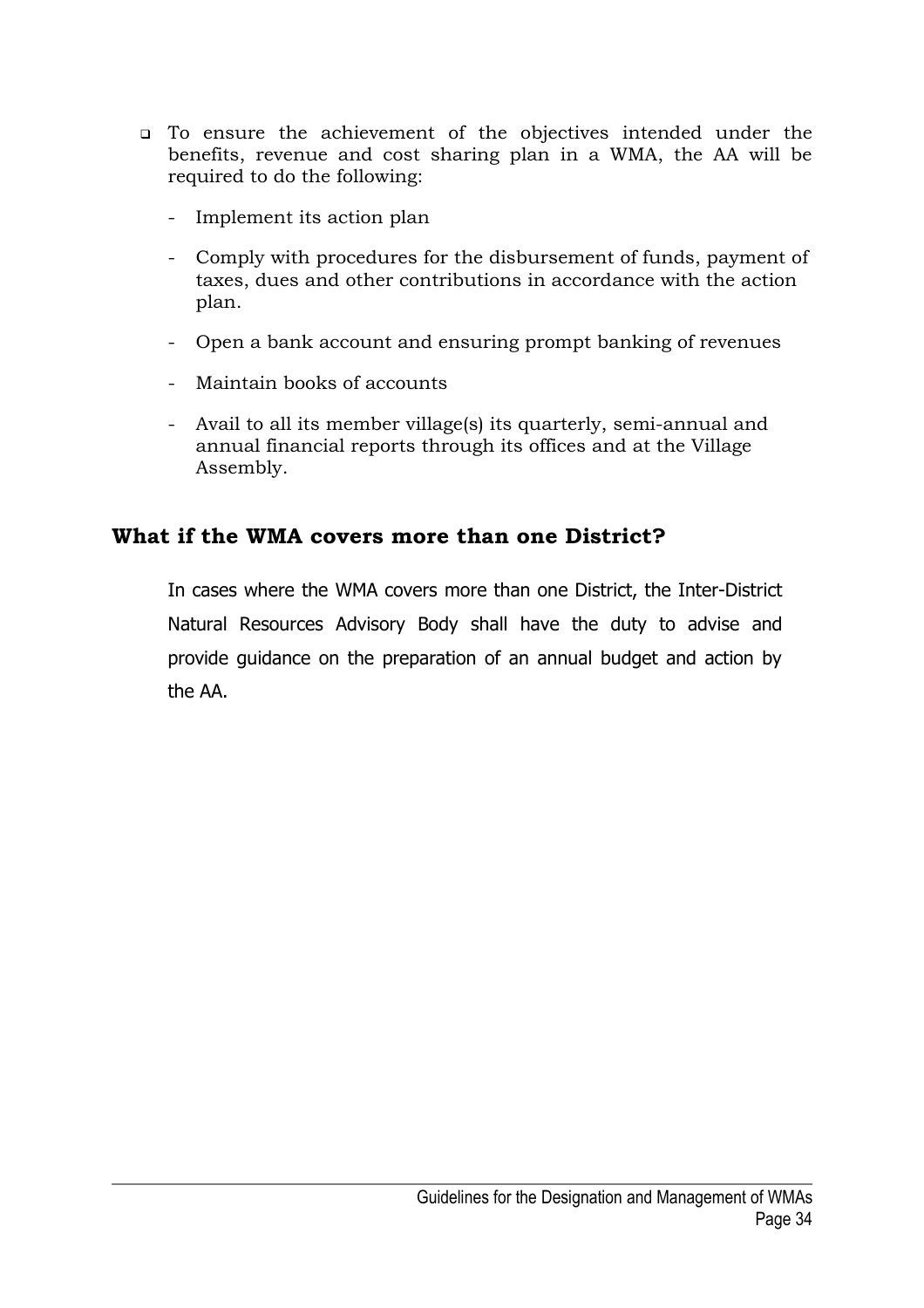- To ensure the achievement of the objectives intended under the benefits, revenue and cost sharing plan in a WMA, the AA will be required to do the following:
  - Implement its action plan
  - Comply with procedures for the disbursement of funds, payment of taxes, dues and other contributions in accordance with the action plan.
  - Open a bank account and ensuring prompt banking of revenues
  - Maintain books of accounts
  - Avail to all its member village(s) its quarterly, semi-annual and annual financial reports through its offices and at the Village Assembly.

## What if the WMA covers more than one District?

In cases where the WMA covers more than one District, the Inter-District Natural Resources Advisory Body shall have the duty to advise and provide guidance on the preparation of an annual budget and action by the AA.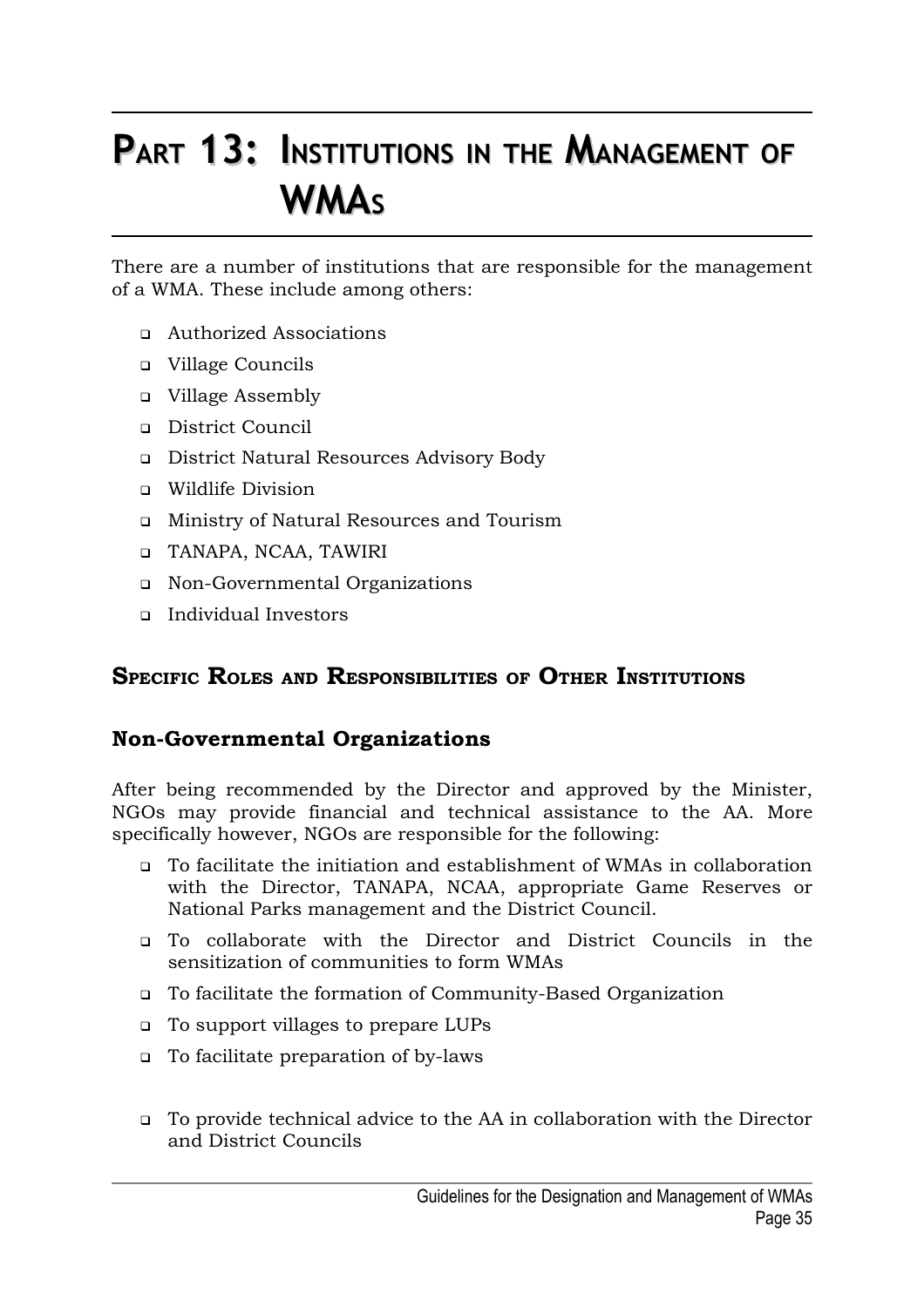# PART 13: INSTITUTIONS IN THE MANAGEMENT OF WMAS

There are a number of institutions that are responsible for the management of a WMA. These include among others:

- Authorized Associations
- Village Councils
- Village Assembly
- District Council
- District Natural Resources Advisory Body
- Wildlife Division
- Ministry of Natural Resources and Tourism
- TANAPA, NCAA, TAWIRI
- Non-Governmental Organizations
- Individual Investors

## SPECIFIC ROLES AND RESPONSIBILITIES OF OTHER INSTITUTIONS

### Non-Governmental Organizations

After being recommended by the Director and approved by the Minister, NGOs may provide financial and technical assistance to the AA. More specifically however, NGOs are responsible for the following:

- To facilitate the initiation and establishment of WMAs in collaboration with the Director, TANAPA, NCAA, appropriate Game Reserves or National Parks management and the District Council.
- To collaborate with the Director and District Councils in the sensitization of communities to form WMAs
- To facilitate the formation of Community-Based Organization
- To support villages to prepare LUPs
- To facilitate preparation of by-laws
- To provide technical advice to the AA in collaboration with the Director and District Councils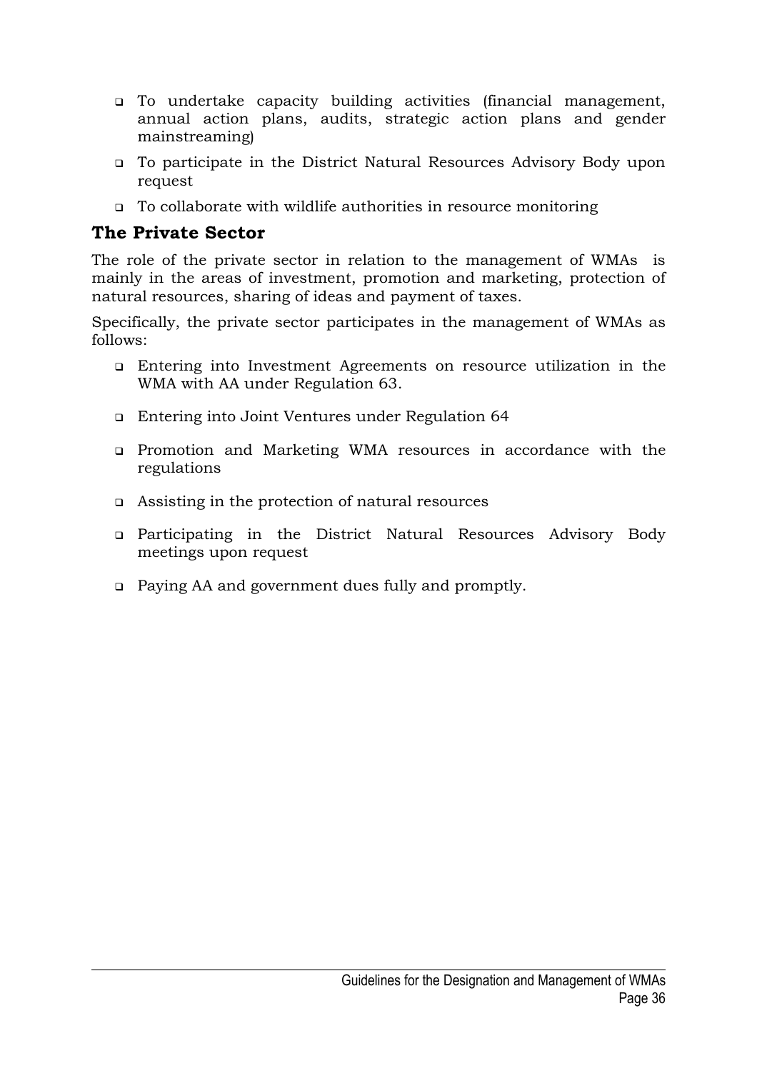- To undertake capacity building activities (financial management, annual action plans, audits, strategic action plans and gender mainstreaming)
- To participate in the District Natural Resources Advisory Body upon request
- To collaborate with wildlife authorities in resource monitoring

## The Private Sector

The role of the private sector in relation to the management of WMAs is mainly in the areas of investment, promotion and marketing, protection of natural resources, sharing of ideas and payment of taxes.

Specifically, the private sector participates in the management of WMAs as follows:

- Entering into Investment Agreements on resource utilization in the WMA with AA under Regulation 63.
- Entering into Joint Ventures under Regulation 64
- Promotion and Marketing WMA resources in accordance with the regulations
- Assisting in the protection of natural resources
- Participating in the District Natural Resources Advisory Body meetings upon request
- Paying AA and government dues fully and promptly.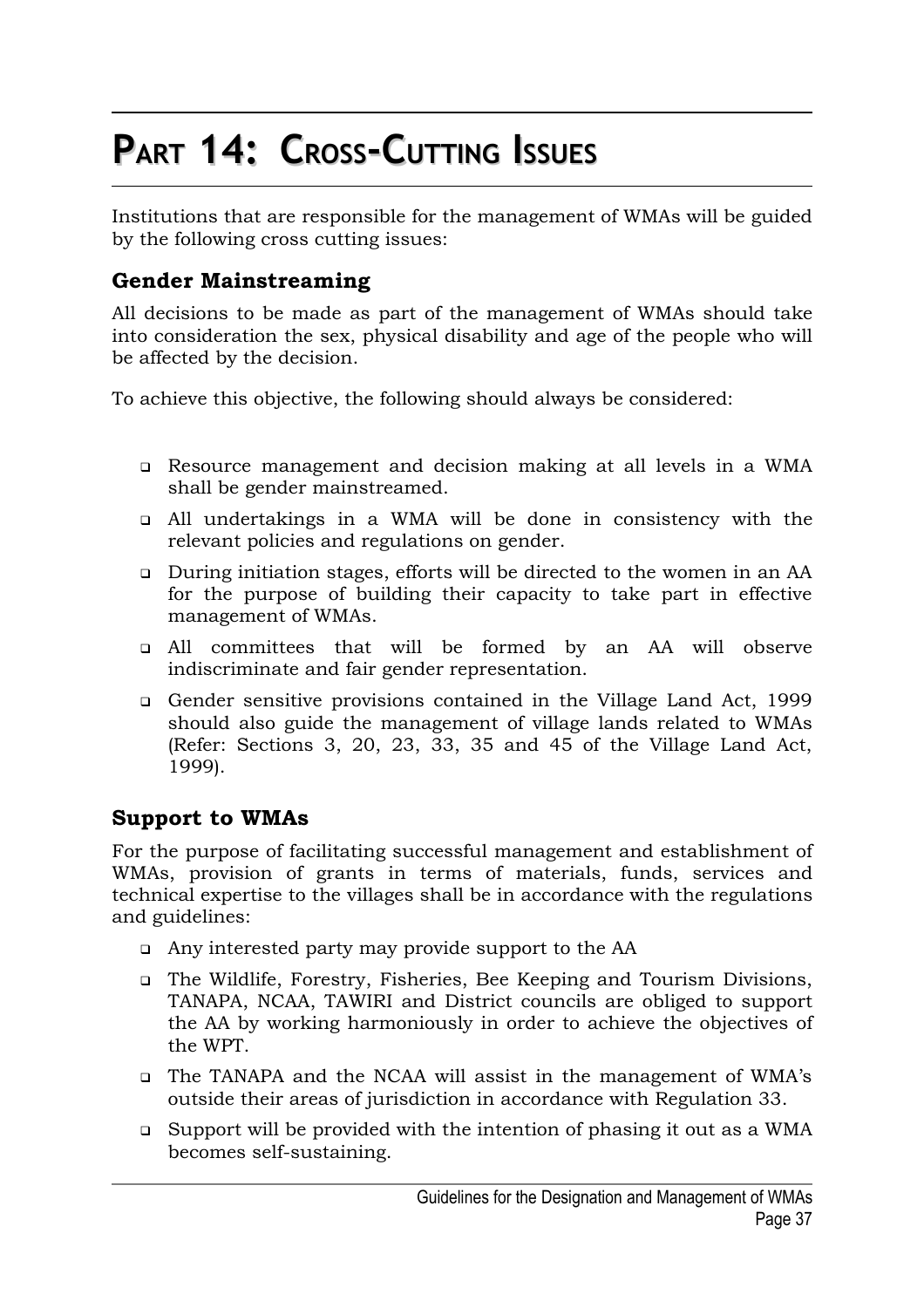# PART 14: CROSS-CUTTING ISSUES

Institutions that are responsible for the management of WMAs will be guided by the following cross cutting issues:

## Gender Mainstreaming

All decisions to be made as part of the management of WMAs should take into consideration the sex, physical disability and age of the people who will be affected by the decision.

To achieve this objective, the following should always be considered:

- Resource management and decision making at all levels in a WMA shall be gender mainstreamed.
- All undertakings in a WMA will be done in consistency with the relevant policies and regulations on gender.
- During initiation stages, efforts will be directed to the women in an AA for the purpose of building their capacity to take part in effective management of WMAs.
- All committees that will be formed by an AA will observe indiscriminate and fair gender representation.
- Gender sensitive provisions contained in the Village Land Act, 1999 should also guide the management of village lands related to WMAs (Refer: Sections 3, 20, 23, 33, 35 and 45 of the Village Land Act, 1999).

## Support to WMAs

For the purpose of facilitating successful management and establishment of WMAs, provision of grants in terms of materials, funds, services and technical expertise to the villages shall be in accordance with the regulations and guidelines:

- Any interested party may provide support to the AA
- The Wildlife, Forestry, Fisheries, Bee Keeping and Tourism Divisions, TANAPA, NCAA, TAWIRI and District councils are obliged to support the AA by working harmoniously in order to achieve the objectives of the WPT.
- The TANAPA and the NCAA will assist in the management of WMA's outside their areas of jurisdiction in accordance with Regulation 33.
- Support will be provided with the intention of phasing it out as a WMA becomes self-sustaining.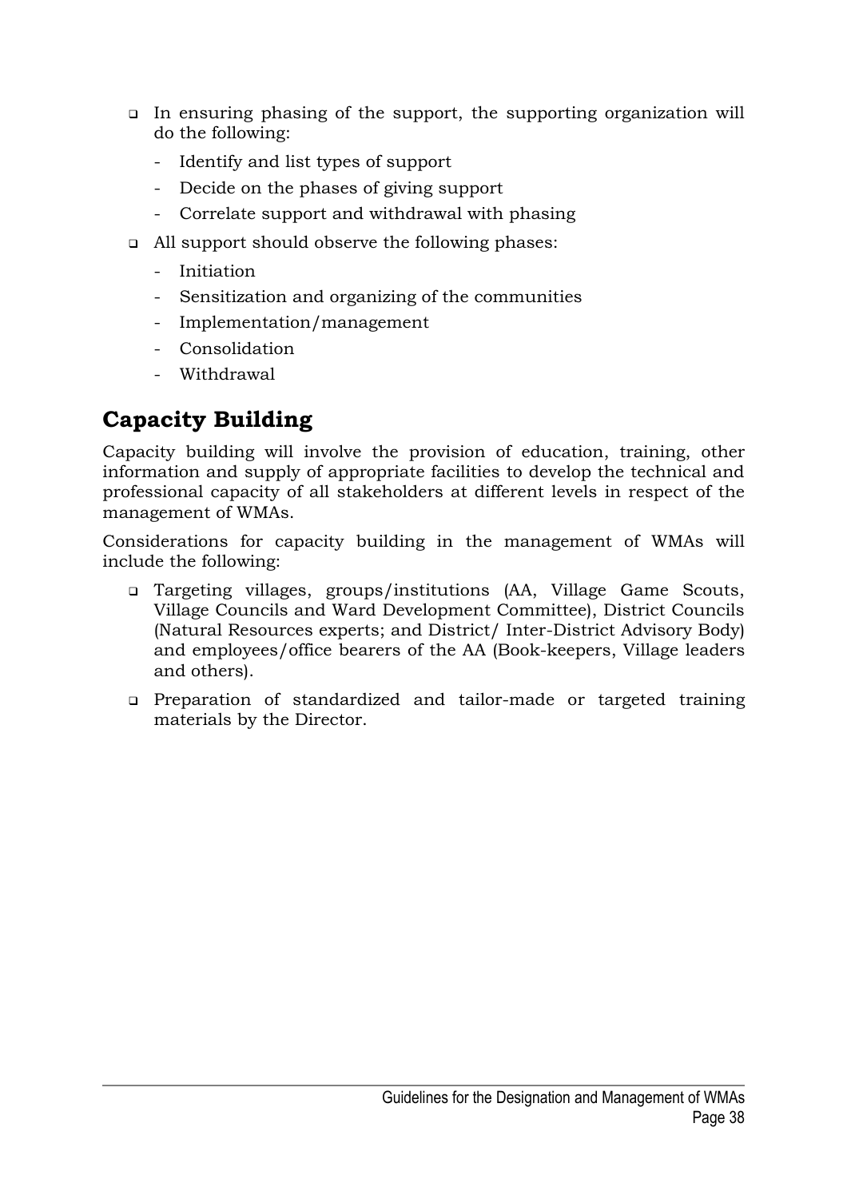- In ensuring phasing of the support, the supporting organization will do the following:
  - Identify and list types of support
  - Decide on the phases of giving support
  - Correlate support and withdrawal with phasing
- All support should observe the following phases:
  - Initiation
  - Sensitization and organizing of the communities
  - Implementation/management
  - Consolidation
  - Withdrawal

## Capacity Building

Capacity building will involve the provision of education, training, other information and supply of appropriate facilities to develop the technical and professional capacity of all stakeholders at different levels in respect of the management of WMAs.

Considerations for capacity building in the management of WMAs will include the following:

- Targeting villages, groups/institutions (AA, Village Game Scouts, Village Councils and Ward Development Committee), District Councils (Natural Resources experts; and District/ Inter-District Advisory Body) and employees/office bearers of the AA (Book-keepers, Village leaders and others).
- Preparation of standardized and tailor-made or targeted training materials by the Director.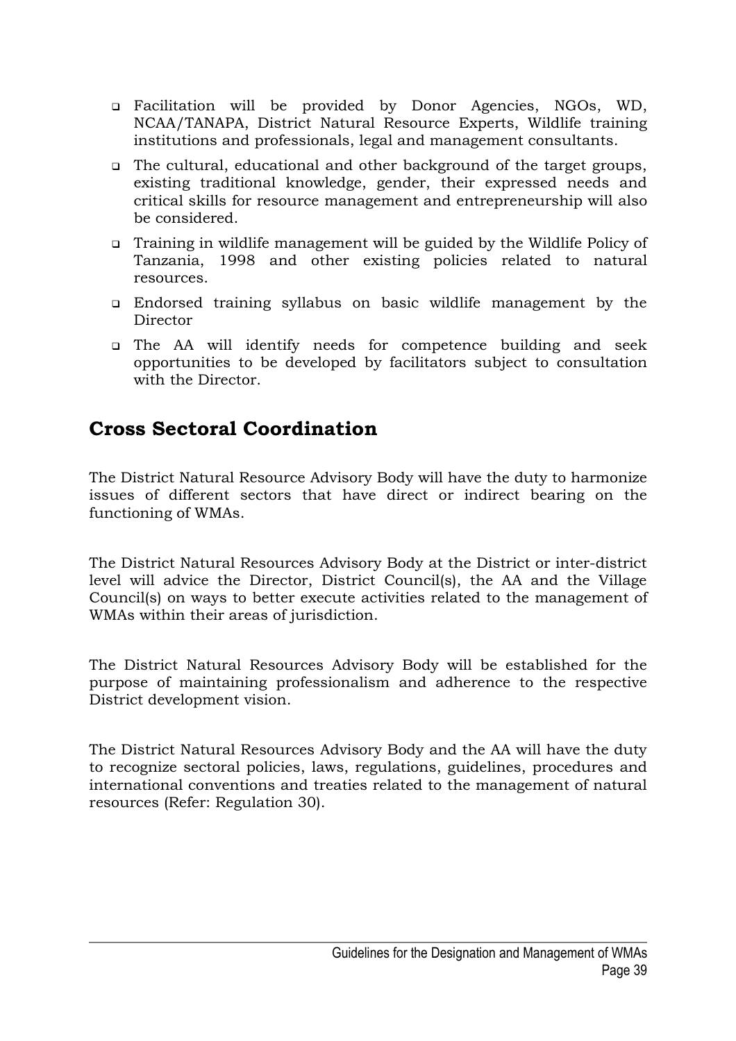- Facilitation will be provided by Donor Agencies, NGOs, WD, NCAA/TANAPA, District Natural Resource Experts, Wildlife training institutions and professionals, legal and management consultants.
- The cultural, educational and other background of the target groups, existing traditional knowledge, gender, their expressed needs and critical skills for resource management and entrepreneurship will also be considered.
- Training in wildlife management will be guided by the Wildlife Policy of Tanzania, 1998 and other existing policies related to natural resources.
- Endorsed training syllabus on basic wildlife management by the Director
- The AA will identify needs for competence building and seek opportunities to be developed by facilitators subject to consultation with the Director.

## Cross Sectoral Coordination

The District Natural Resource Advisory Body will have the duty to harmonize issues of different sectors that have direct or indirect bearing on the functioning of WMAs.

The District Natural Resources Advisory Body at the District or inter-district level will advice the Director, District Council(s), the AA and the Village Council(s) on ways to better execute activities related to the management of WMAs within their areas of jurisdiction.

The District Natural Resources Advisory Body will be established for the purpose of maintaining professionalism and adherence to the respective District development vision.

The District Natural Resources Advisory Body and the AA will have the duty to recognize sectoral policies, laws, regulations, guidelines, procedures and international conventions and treaties related to the management of natural resources (Refer: Regulation 30).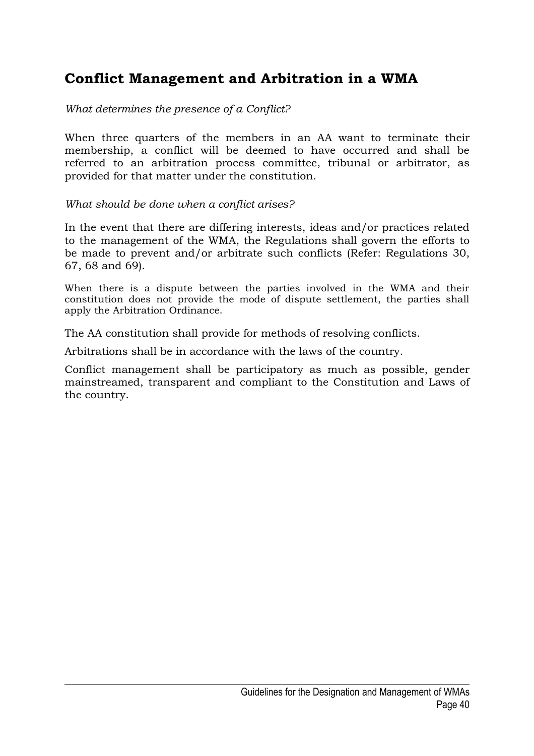## Conflict Management and Arbitration in a WMA

*What determines the presence of a Conflict?*

When three quarters of the members in an AA want to terminate their membership, a conflict will be deemed to have occurred and shall be referred to an arbitration process committee, tribunal or arbitrator, as provided for that matter under the constitution.

*What should be done when a conflict arises?*

In the event that there are differing interests, ideas and/or practices related to the management of the WMA, the Regulations shall govern the efforts to be made to prevent and/or arbitrate such conflicts (Refer: Regulations 30, 67, 68 and 69).

When there is a dispute between the parties involved in the WMA and their constitution does not provide the mode of dispute settlement, the parties shall apply the Arbitration Ordinance.

The AA constitution shall provide for methods of resolving conflicts.

Arbitrations shall be in accordance with the laws of the country.

Conflict management shall be participatory as much as possible, gender mainstreamed, transparent and compliant to the Constitution and Laws of the country.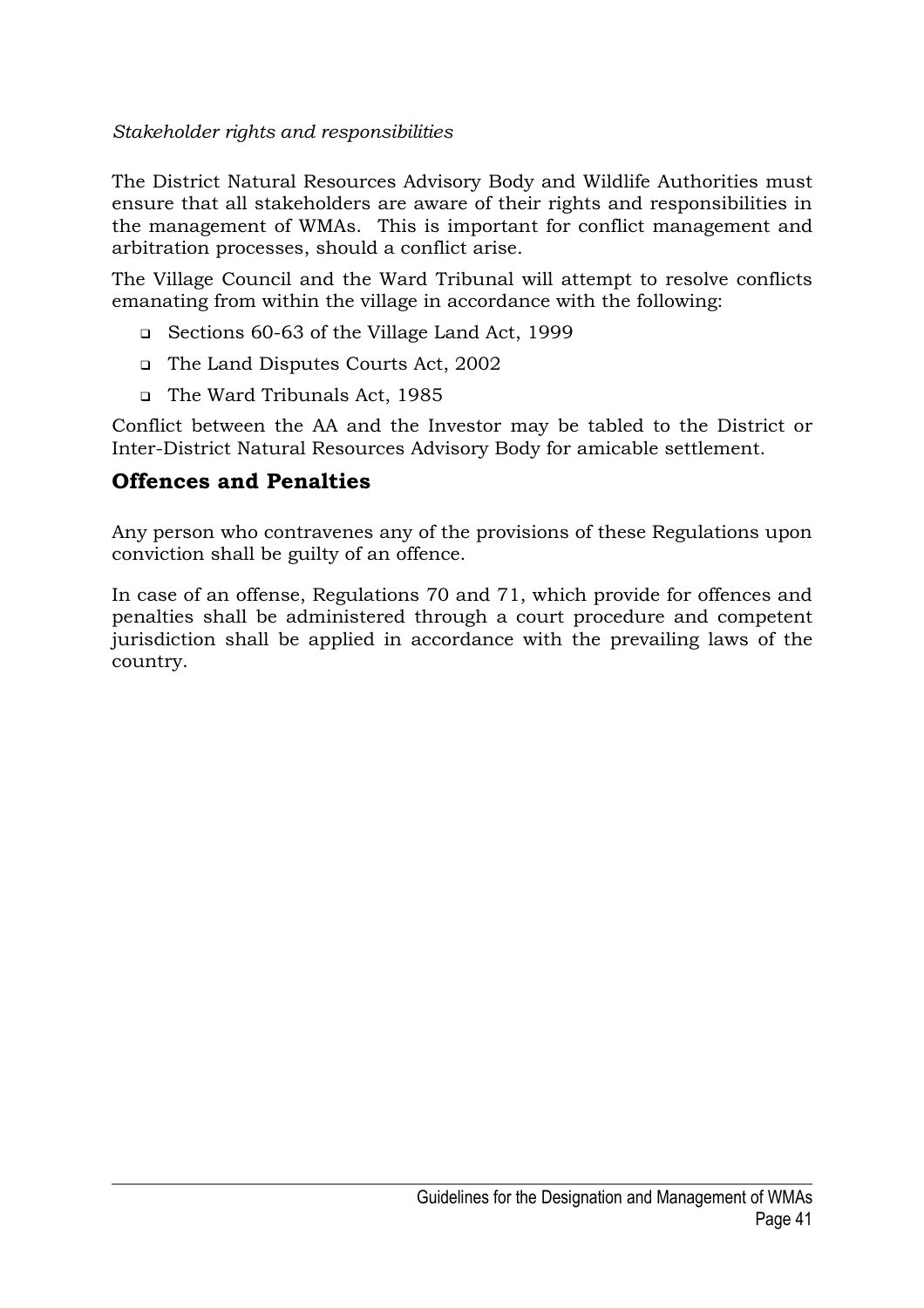*Stakeholder rights and responsibilities*

The District Natural Resources Advisory Body and Wildlife Authorities must ensure that all stakeholders are aware of their rights and responsibilities in the management of WMAs. This is important for conflict management and arbitration processes, should a conflict arise.

The Village Council and the Ward Tribunal will attempt to resolve conflicts emanating from within the village in accordance with the following:

- Sections 60-63 of the Village Land Act, 1999
- The Land Disputes Courts Act, 2002
- The Ward Tribunals Act, 1985

Conflict between the AA and the Investor may be tabled to the District or Inter-District Natural Resources Advisory Body for amicable settlement.

## Offences and Penalties

Any person who contravenes any of the provisions of these Regulations upon conviction shall be guilty of an offence.

In case of an offense, Regulations 70 and 71, which provide for offences and penalties shall be administered through a court procedure and competent jurisdiction shall be applied in accordance with the prevailing laws of the country.